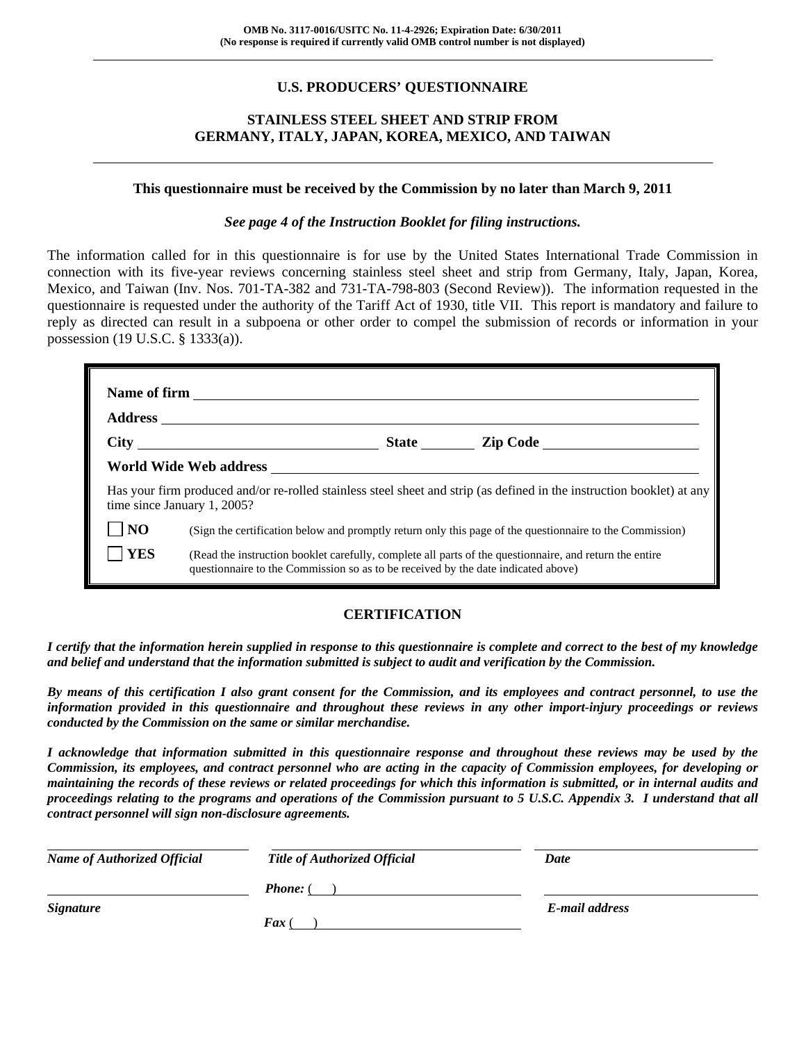OMB No. 3117-0016/USITC No. 11-4-2926; Expiration Date: 6/30/2011
(No response is required if currently valid OMB control number is not displayed)

# U.S. PRODUCERS' QUESTIONNAIRE

## STAINLESS STEEL SHEET AND STRIP FROM GERMANY, ITALY, JAPAN, KOREA, MEXICO, AND TAIWAN

**This questionnaire must be received by the Commission by no later than March 9, 2011**

***See page 4 of the Instruction Booklet for filing instructions.***

The information called for in this questionnaire is for use by the United States International Trade Commission in connection with its five-year reviews concerning stainless steel sheet and strip from Germany, Italy, Japan, Korea, Mexico, and Taiwan (Inv. Nos. 701-TA-382 and 731-TA-798-803 (Second Review)). The information requested in the questionnaire is requested under the authority of the Tariff Act of 1930, title VII. This report is mandatory and failure to reply as directed can result in a subpoena or other order to compel the submission of records or information in your possession (19 U.S.C. § 1333(a)).

**Name of firm** ______________________________

**Address** ______________________________

**City** ______________ **State** ________ **Zip Code** ______________

**World Wide Web address** ______________________________

Has your firm produced and/or re-rolled stainless steel sheet and strip (as defined in the instruction booklet) at any time since January 1, 2005?

☐ **NO** (Sign the certification below and promptly return only this page of the questionnaire to the Commission)

☐ **YES** (Read the instruction booklet carefully, complete all parts of the questionnaire, and return the entire questionnaire to the Commission so as to be received by the date indicated above)

## CERTIFICATION

***I certify that the information herein supplied in response to this questionnaire is complete and correct to the best of my knowledge and belief and understand that the information submitted is subject to audit and verification by the Commission.***

***By means of this certification I also grant consent for the Commission, and its employees and contract personnel, to use the information provided in this questionnaire and throughout these reviews in any other import-injury proceedings or reviews conducted by the Commission on the same or similar merchandise.***

***I acknowledge that information submitted in this questionnaire response and throughout these reviews may be used by the Commission, its employees, and contract personnel who are acting in the capacity of Commission employees, for developing or maintaining the records of these reviews or related proceedings for which this information is submitted, or in internal audits and proceedings relating to the programs and operations of the Commission pursuant to 5 U.S.C. Appendix 3. I understand that all contract personnel will sign non-disclosure agreements.***

______________________________ ______________________________ ______________________________
***Name of Authorized Official*** ***Title of Authorized Official*** ***Date***

______________________________ ***Phone:*** ( ) ______________ ______________________________
***Signature*** ***Fax*** ( ) ______________ ***E-mail address***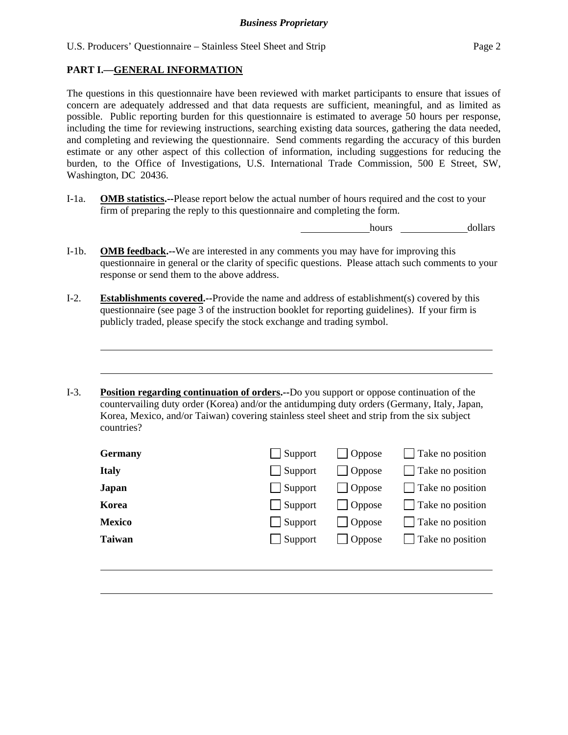## PART I.—GENERAL INFORMATION

The questions in this questionnaire have been reviewed with market participants to ensure that issues of concern are adequately addressed and that data requests are sufficient, meaningful, and as limited as possible. Public reporting burden for this questionnaire is estimated to average 50 hours per response, including the time for reviewing instructions, searching existing data sources, gathering the data needed, and completing and reviewing the questionnaire. Send comments regarding the accuracy of this burden estimate or any other aspect of this collection of information, including suggestions for reducing the burden, to the Office of Investigations, U.S. International Trade Commission, 500 E Street, SW, Washington, DC 20436.

I-1a. **OMB statistics.--**Please report below the actual number of hours required and the cost to your firm of preparing the reply to this questionnaire and completing the form.

\_\_\_\_\_\_\_\_\_\_ hours \_\_\_\_\_\_\_\_\_\_ dollars

I-1b. **OMB feedback.--**We are interested in any comments you may have for improving this questionnaire in general or the clarity of specific questions. Please attach such comments to your response or send them to the above address.

I-2. **Establishments covered.--**Provide the name and address of establishment(s) covered by this questionnaire (see page 3 of the instruction booklet for reporting guidelines). If your firm is publicly traded, please specify the stock exchange and trading symbol.

\_\_\_\_\_\_\_\_\_\_\_\_\_\_\_\_\_\_\_\_\_\_\_\_\_\_\_\_\_\_\_\_\_\_\_\_\_\_\_\_\_\_\_\_\_\_\_\_\_\_\_\_\_\_\_\_\_\_

\_\_\_\_\_\_\_\_\_\_\_\_\_\_\_\_\_\_\_\_\_\_\_\_\_\_\_\_\_\_\_\_\_\_\_\_\_\_\_\_\_\_\_\_\_\_\_\_\_\_\_\_\_\_\_\_\_\_

I-3. **Position regarding continuation of orders.--**Do you support or oppose continuation of the countervailing duty order (Korea) and/or the antidumping duty orders (Germany, Italy, Japan, Korea, Mexico, and/or Taiwan) covering stainless steel sheet and strip from the six subject countries?

| | | | |
|---|---|---|---|
| **Germany** | ☐ Support | ☐ Oppose | ☐ Take no position |
| **Italy** | ☐ Support | ☐ Oppose | ☐ Take no position |
| **Japan** | ☐ Support | ☐ Oppose | ☐ Take no position |
| **Korea** | ☐ Support | ☐ Oppose | ☐ Take no position |
| **Mexico** | ☐ Support | ☐ Oppose | ☐ Take no position |
| **Taiwan** | ☐ Support | ☐ Oppose | ☐ Take no position |

\_\_\_\_\_\_\_\_\_\_\_\_\_\_\_\_\_\_\_\_\_\_\_\_\_\_\_\_\_\_\_\_\_\_\_\_\_\_\_\_\_\_\_\_\_\_\_\_\_\_\_\_\_\_\_\_\_\_

\_\_\_\_\_\_\_\_\_\_\_\_\_\_\_\_\_\_\_\_\_\_\_\_\_\_\_\_\_\_\_\_\_\_\_\_\_\_\_\_\_\_\_\_\_\_\_\_\_\_\_\_\_\_\_\_\_\_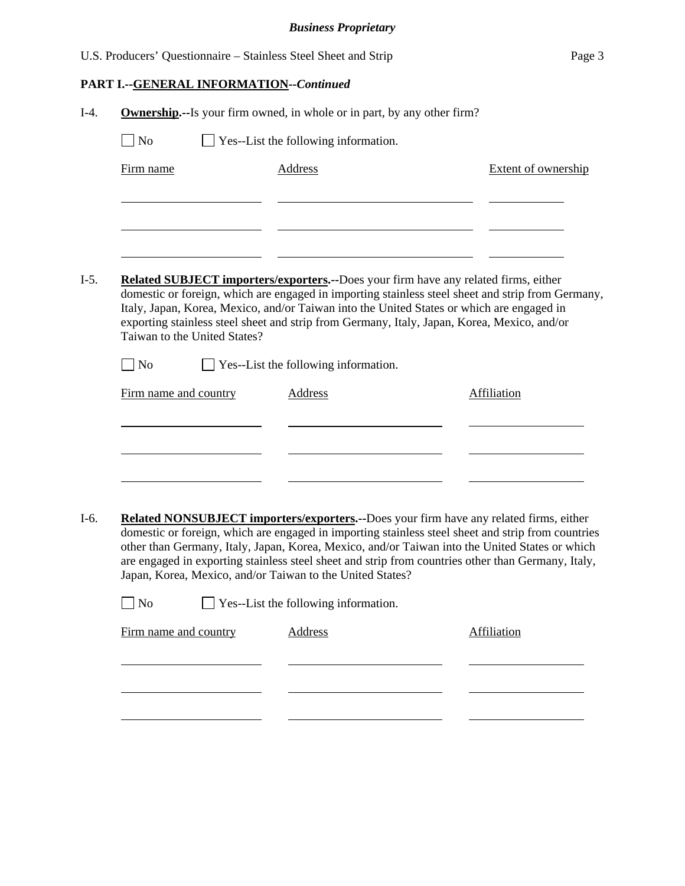*Business Proprietary*

**PART I.--GENERAL INFORMATION--*Continued***

I-4. **Ownership.**--Is your firm owned, in whole or in part, by any other firm?

☐ No ☐ Yes--List the following information.

| Firm name | Address | Extent of ownership |
|---|---|---|
| | | |
| | | |
| | | |

I-5. **Related SUBJECT importers/exporters.**--Does your firm have any related firms, either domestic or foreign, which are engaged in importing stainless steel sheet and strip from Germany, Italy, Japan, Korea, Mexico, and/or Taiwan into the United States or which are engaged in exporting stainless steel sheet and strip from Germany, Italy, Japan, Korea, Mexico, and/or Taiwan to the United States?

☐ No ☐ Yes--List the following information.

| Firm name and country | Address | Affiliation |
|---|---|---|
| | | |
| | | |
| | | |

I-6. **Related NONSUBJECT importers/exporters.**--Does your firm have any related firms, either domestic or foreign, which are engaged in importing stainless steel sheet and strip from countries other than Germany, Italy, Japan, Korea, Mexico, and/or Taiwan into the United States or which are engaged in exporting stainless steel sheet and strip from countries other than Germany, Italy, Japan, Korea, Mexico, and/or Taiwan to the United States?

☐ No ☐ Yes--List the following information.

| Firm name and country | Address | Affiliation |
|---|---|---|
| | | |
| | | |
| | | |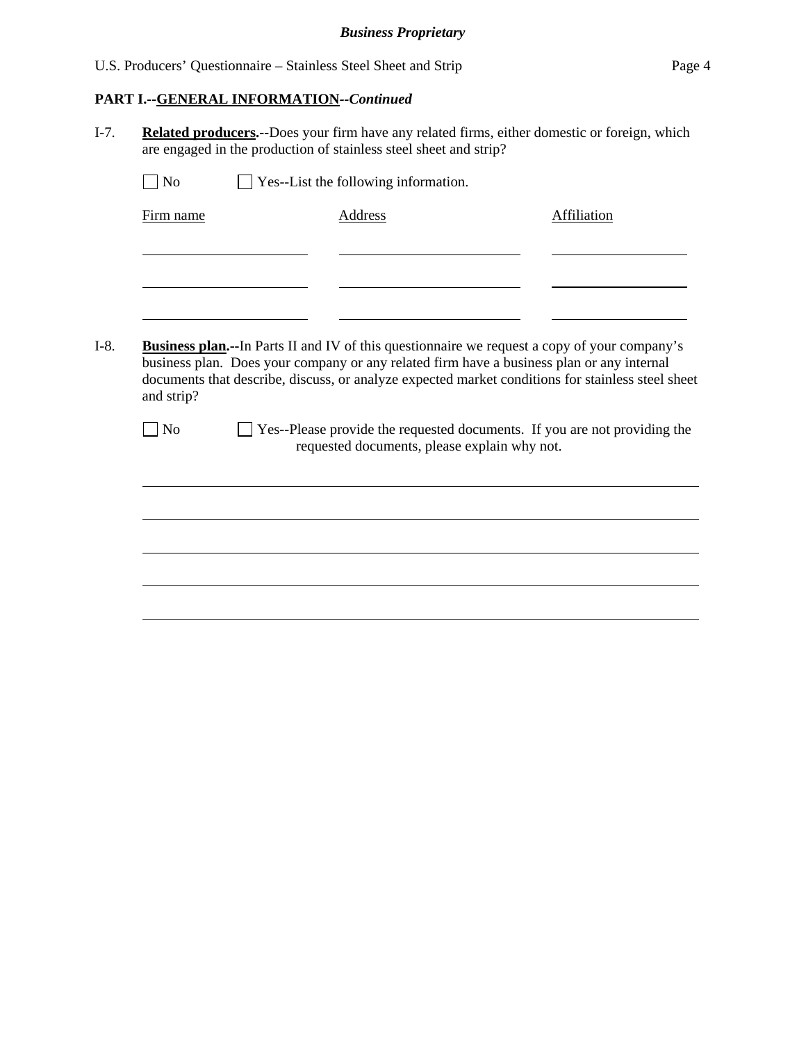**PART I.--GENERAL INFORMATION--*Continued***

I-7. **Related producers.--**Does your firm have any related firms, either domestic or foreign, which are engaged in the production of stainless steel sheet and strip?

☐ No ☐ Yes--List the following information.

| Firm name | Address | Affiliation |
|---|---|---|
| | | |
| | | |
| | | |

I-8. **Business plan.--**In Parts II and IV of this questionnaire we request a copy of your company's business plan. Does your company or any related firm have a business plan or any internal documents that describe, discuss, or analyze expected market conditions for stainless steel sheet and strip?

☐ No ☐ Yes--Please provide the requested documents. If you are not providing the requested documents, please explain why not.

\_\_\_\_\_\_\_\_\_\_\_\_\_\_\_\_\_\_\_\_\_\_\_\_\_\_\_\_\_\_\_\_\_\_\_\_\_\_\_\_\_\_\_\_\_\_\_\_\_\_\_\_\_\_\_\_\_\_\_\_

\_\_\_\_\_\_\_\_\_\_\_\_\_\_\_\_\_\_\_\_\_\_\_\_\_\_\_\_\_\_\_\_\_\_\_\_\_\_\_\_\_\_\_\_\_\_\_\_\_\_\_\_\_\_\_\_\_\_\_\_

\_\_\_\_\_\_\_\_\_\_\_\_\_\_\_\_\_\_\_\_\_\_\_\_\_\_\_\_\_\_\_\_\_\_\_\_\_\_\_\_\_\_\_\_\_\_\_\_\_\_\_\_\_\_\_\_\_\_\_\_

\_\_\_\_\_\_\_\_\_\_\_\_\_\_\_\_\_\_\_\_\_\_\_\_\_\_\_\_\_\_\_\_\_\_\_\_\_\_\_\_\_\_\_\_\_\_\_\_\_\_\_\_\_\_\_\_\_\_\_\_

\_\_\_\_\_\_\_\_\_\_\_\_\_\_\_\_\_\_\_\_\_\_\_\_\_\_\_\_\_\_\_\_\_\_\_\_\_\_\_\_\_\_\_\_\_\_\_\_\_\_\_\_\_\_\_\_\_\_\_\_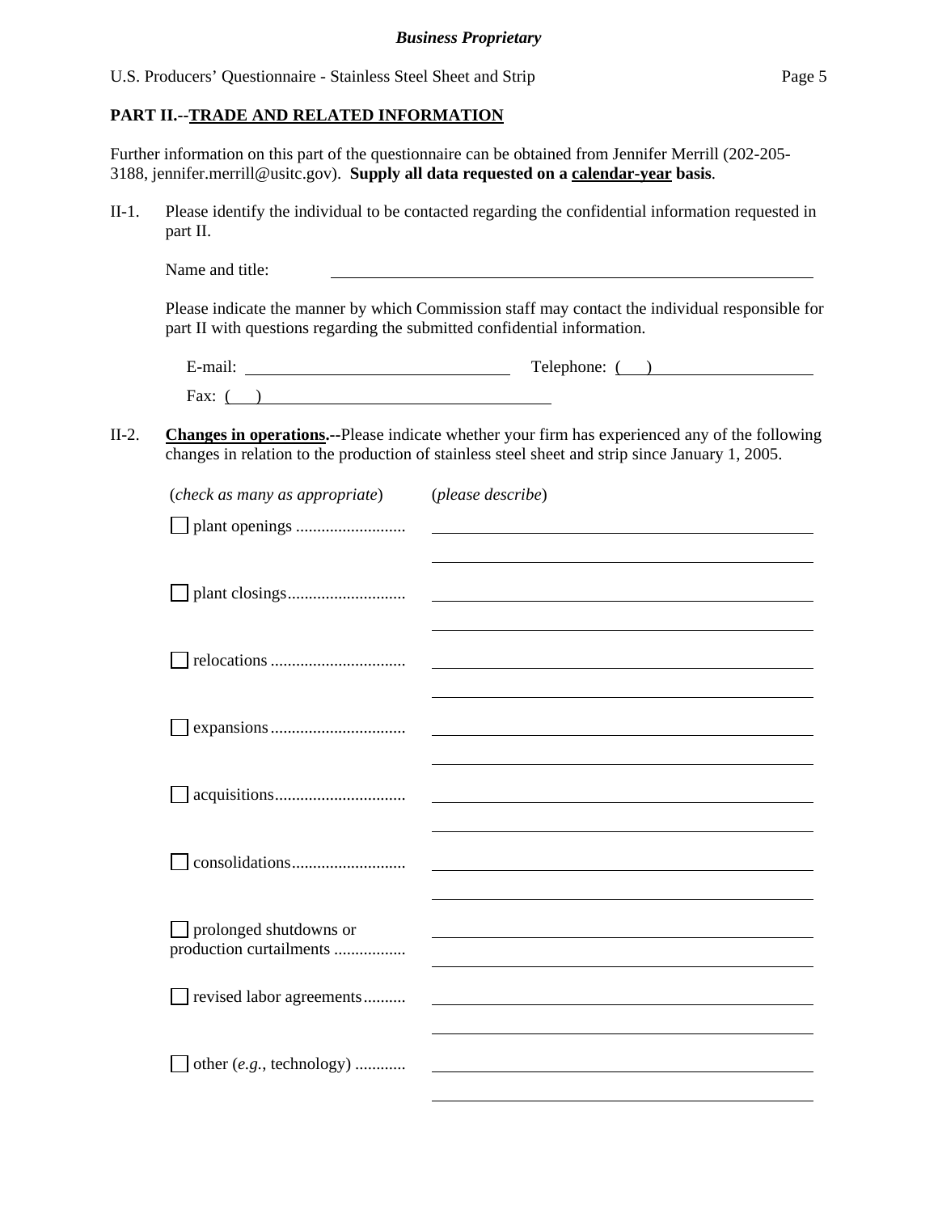**PART II.--TRADE AND RELATED INFORMATION**

Further information on this part of the questionnaire can be obtained from Jennifer Merrill (202-205-3188, jennifer.merrill@usitc.gov). **Supply all data requested on a calendar-year basis**.

II-1. Please identify the individual to be contacted regarding the confidential information requested in part II.

Name and title: ______________________________

Please indicate the manner by which Commission staff may contact the individual responsible for part II with questions regarding the submitted confidential information.

E-mail: ______________________ Telephone: (   ) ______________________

Fax: (   ) ______________________

II-2. **Changes in operations.--**Please indicate whether your firm has experienced any of the following changes in relation to the production of stainless steel sheet and strip since January 1, 2005.

| (*check as many as appropriate*) | (*please describe*) |
|---|---|
| ☐ plant openings .......................... | |
| ☐ plant closings............................ | |
| ☐ relocations ................................ | |
| ☐ expansions................................ | |
| ☐ acquisitions............................... | |
| ☐ consolidations........................... | |
| ☐ prolonged shutdowns or production curtailments ................. | |
| ☐ revised labor agreements.......... | |
| ☐ other (*e.g.*, technology) ............ | |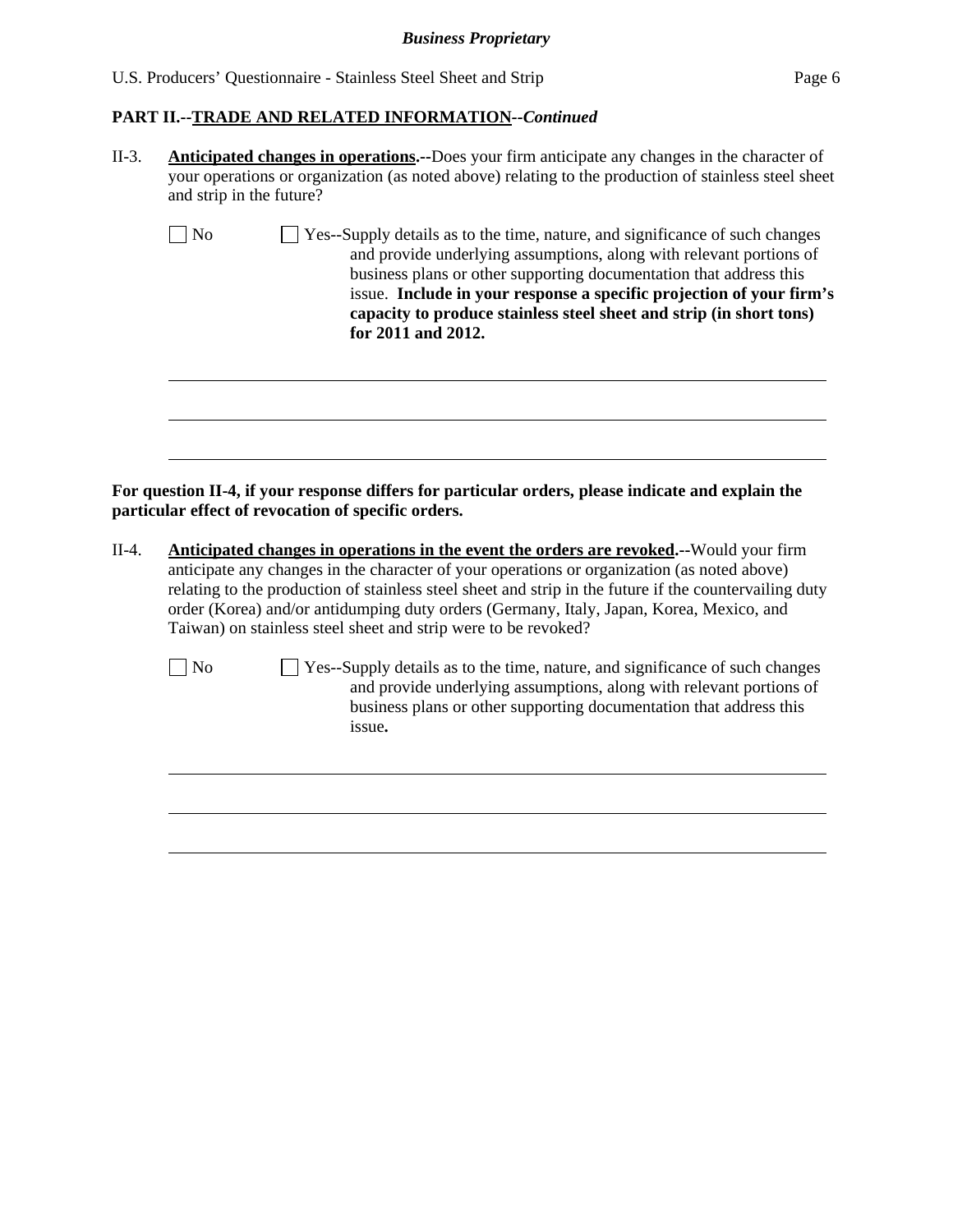**PART II.--TRADE AND RELATED INFORMATION--*Continued***

II-3. **Anticipated changes in operations.--**Does your firm anticipate any changes in the character of your operations or organization (as noted above) relating to the production of stainless steel sheet and strip in the future?

☐ No ☐ Yes--Supply details as to the time, nature, and significance of such changes and provide underlying assumptions, along with relevant portions of business plans or other supporting documentation that address this issue. **Include in your response a specific projection of your firm's capacity to produce stainless steel sheet and strip (in short tons) for 2011 and 2012.**

______________________________________________________________________

______________________________________________________________________

______________________________________________________________________

**For question II-4, if your response differs for particular orders, please indicate and explain the particular effect of revocation of specific orders.**

II-4. **Anticipated changes in operations in the event the orders are revoked.--**Would your firm anticipate any changes in the character of your operations or organization (as noted above) relating to the production of stainless steel sheet and strip in the future if the countervailing duty order (Korea) and/or antidumping duty orders (Germany, Italy, Japan, Korea, Mexico, and Taiwan) on stainless steel sheet and strip were to be revoked?

☐ No ☐ Yes--Supply details as to the time, nature, and significance of such changes and provide underlying assumptions, along with relevant portions of business plans or other supporting documentation that address this issue**.**

______________________________________________________________________

______________________________________________________________________

______________________________________________________________________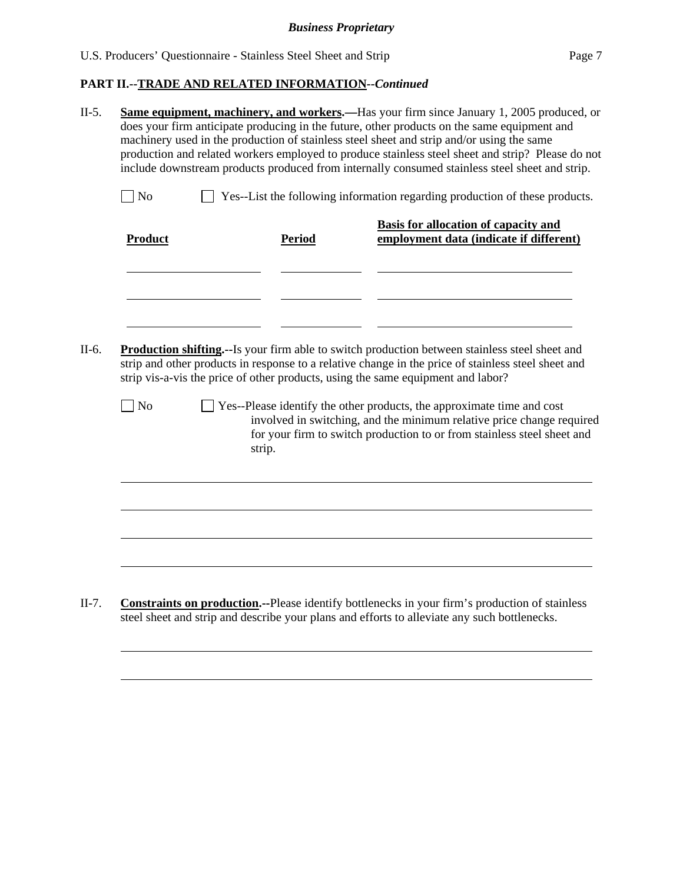**PART II.--TRADE AND RELATED INFORMATION--*Continued***

II-5. **Same equipment, machinery, and workers.—**Has your firm since January 1, 2005 produced, or does your firm anticipate producing in the future, other products on the same equipment and machinery used in the production of stainless steel sheet and strip and/or using the same production and related workers employed to produce stainless steel sheet and strip? Please do not include downstream products produced from internally consumed stainless steel sheet and strip.

☐ No ☐ Yes--List the following information regarding production of these products.

| Product | Period | Basis for allocation of capacity and employment data (indicate if different) |
|---|---|---|
| | | |
| | | |
| | | |

II-6. **Production shifting.--**Is your firm able to switch production between stainless steel sheet and strip and other products in response to a relative change in the price of stainless steel sheet and strip vis-a-vis the price of other products, using the same equipment and labor?

☐ No ☐ Yes--Please identify the other products, the approximate time and cost involved in switching, and the minimum relative price change required for your firm to switch production to or from stainless steel sheet and strip.

II-7. **Constraints on production.--**Please identify bottlenecks in your firm's production of stainless steel sheet and strip and describe your plans and efforts to alleviate any such bottlenecks.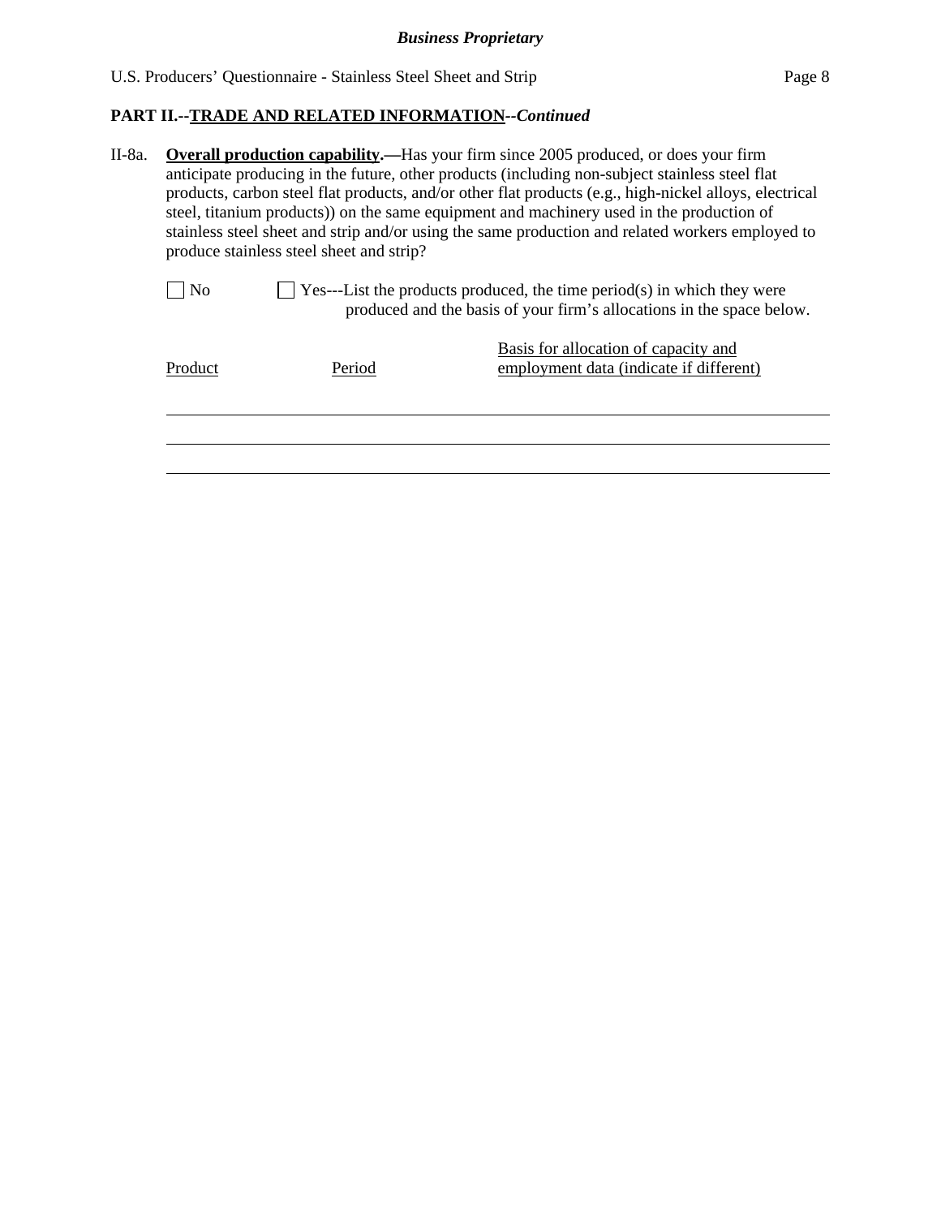## PART II.--TRADE AND RELATED INFORMATION--*Continued*

II-8a. **Overall production capability.—**Has your firm since 2005 produced, or does your firm anticipate producing in the future, other products (including non-subject stainless steel flat products, carbon steel flat products, and/or other flat products (e.g., high-nickel alloys, electrical steel, titanium products)) on the same equipment and machinery used in the production of stainless steel sheet and strip and/or using the same production and related workers employed to produce stainless steel sheet and strip?

☐ No ☐ Yes---List the products produced, the time period(s) in which they were produced and the basis of your firm's allocations in the space below.

| Product | Period | Basis for allocation of capacity and employment data (indicate if different) |
|---|---|---|
| | | |
| | | |
| | | |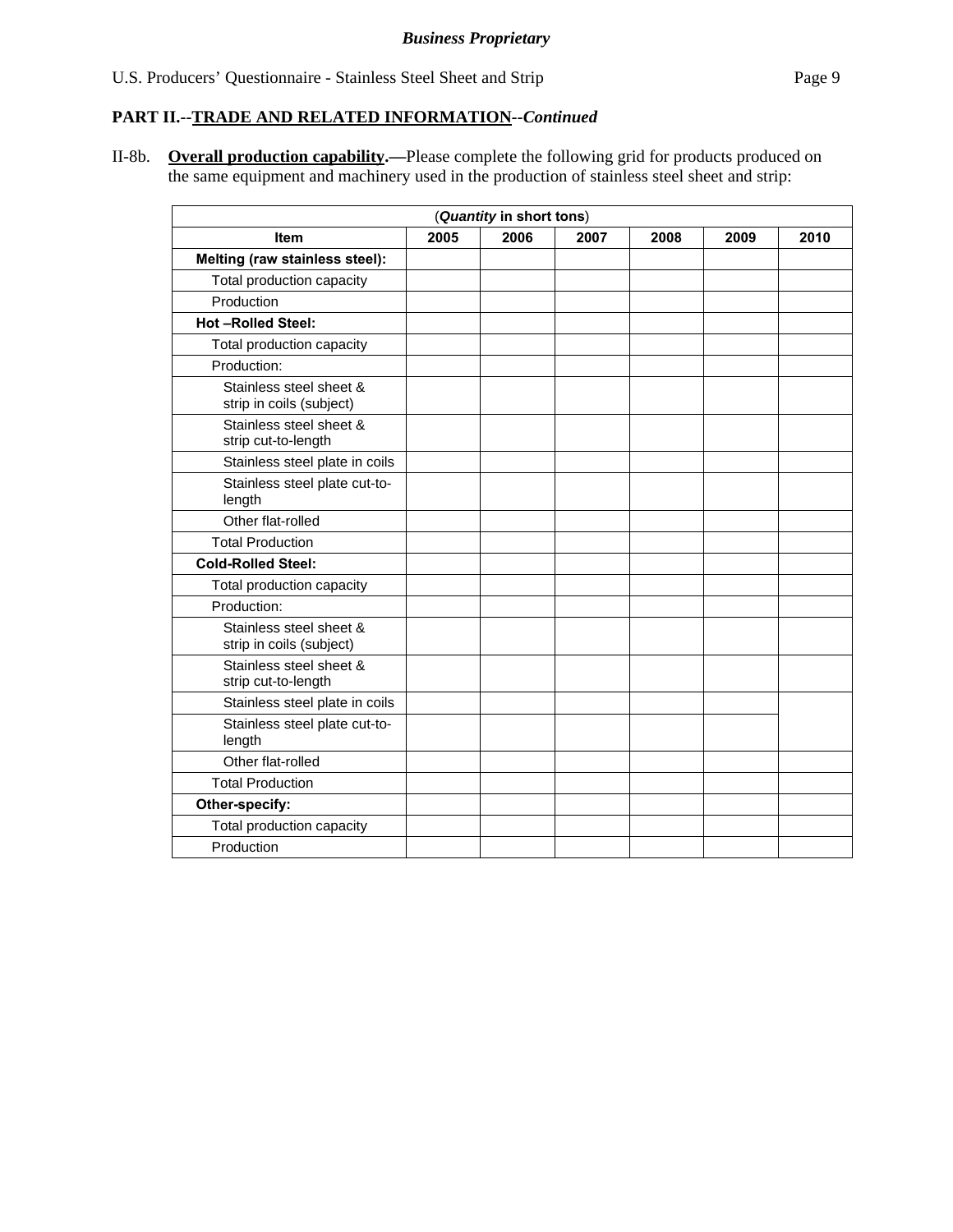*Business Proprietary*

## PART II.--TRADE AND RELATED INFORMATION--*Continued*

II-8b. **Overall production capability.—**Please complete the following grid for products produced on the same equipment and machinery used in the production of stainless steel sheet and strip:

| (*Quantity* in short tons) | | | | | | |
|---|---|---|---|---|---|---|
| **Item** | **2005** | **2006** | **2007** | **2008** | **2009** | **2010** |
| **Melting (raw stainless steel):** | | | | | | |
| Total production capacity | | | | | | |
| Production | | | | | | |
| **Hot –Rolled Steel:** | | | | | | |
| Total production capacity | | | | | | |
| Production: | | | | | | |
| Stainless steel sheet & strip in coils (subject) | | | | | | |
| Stainless steel sheet & strip cut-to-length | | | | | | |
| Stainless steel plate in coils | | | | | | |
| Stainless steel plate cut-to-length | | | | | | |
| Other flat-rolled | | | | | | |
| Total Production | | | | | | |
| **Cold-Rolled Steel:** | | | | | | |
| Total production capacity | | | | | | |
| Production: | | | | | | |
| Stainless steel sheet & strip in coils (subject) | | | | | | |
| Stainless steel sheet & strip cut-to-length | | | | | | |
| Stainless steel plate in coils | | | | | | |
| Stainless steel plate cut-to-length | | | | | | |
| Other flat-rolled | | | | | | |
| Total Production | | | | | | |
| **Other-specify:** | | | | | | |
| Total production capacity | | | | | | |
| Production | | | | | | |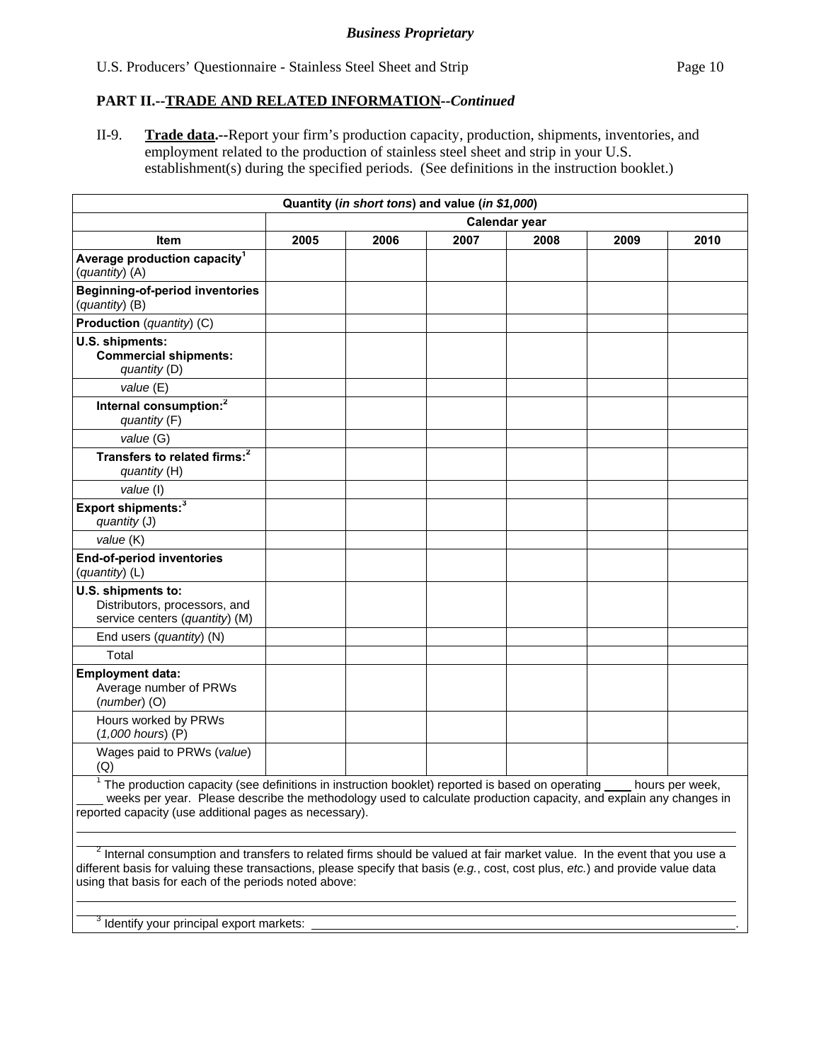*Business Proprietary*

U.S. Producers' Questionnaire - Stainless Steel Sheet and Strip

## PART II.--TRADE AND RELATED INFORMATION--*Continued*

II-9. **Trade data.**--Report your firm's production capacity, production, shipments, inventories, and employment related to the production of stainless steel sheet and strip in your U.S. establishment(s) during the specified periods. (See definitions in the instruction booklet.)

| Quantity (*in short tons*) and value (*in $1,000*) | | | | | | |
|---|---|---|---|---|---|---|
| | Calendar year | | | | | |
| **Item** | **2005** | **2006** | **2007** | **2008** | **2009** | **2010** |
| **Average production capacity**[1] (*quantity*) (A) | | | | | | |
| **Beginning-of-period inventories** (*quantity*) (B) | | | | | | |
| **Production** (*quantity*) (C) | | | | | | |
| **U.S. shipments:** **Commercial shipments:** *quantity* (D) | | | | | | |
| *value* (E) | | | | | | |
| **Internal consumption:**[2] *quantity* (F) | | | | | | |
| *value* (G) | | | | | | |
| **Transfers to related firms:**[2] *quantity* (H) | | | | | | |
| *value* (I) | | | | | | |
| **Export shipments:**[3] *quantity* (J) | | | | | | |
| *value* (K) | | | | | | |
| **End-of-period inventories** (*quantity*) (L) | | | | | | |
| **U.S. shipments to:** Distributors, processors, and service centers (*quantity*) (M) | | | | | | |
| End users (*quantity*) (N) | | | | | | |
| Total | | | | | | |
| **Employment data:** Average number of PRWs (*number*) (O) | | | | | | |
| Hours worked by PRWs (*1,000 hours*) (P) | | | | | | |
| Wages paid to PRWs (*value*) (Q) | | | | | | |

[1] The production capacity (see definitions in instruction booklet) reported is based on operating ____ hours per week, ____ weeks per year. Please describe the methodology used to calculate production capacity, and explain any changes in reported capacity (use additional pages as necessary).

______________________________________________________________________________

[2] Internal consumption and transfers to related firms should be valued at fair market value. In the event that you use a different basis for valuing these transactions, please specify that basis (*e.g.*, cost, cost plus, *etc.*) and provide value data using that basis for each of the periods noted above:

______________________________________________________________________________

[3] Identify your principal export markets: ______________________________________________.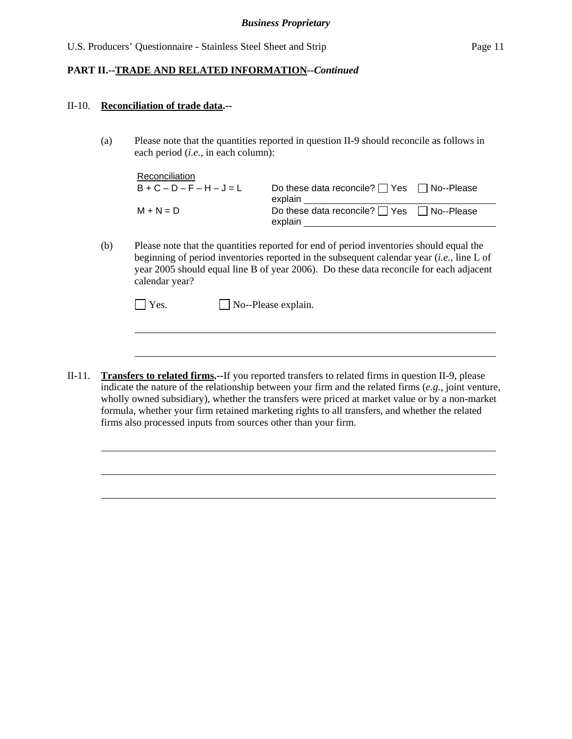**PART II.--TRADE AND RELATED INFORMATION--*Continued***

II-10. **Reconciliation of trade data.--**

(a) Please note that the quantities reported in question II-9 should reconcile as follows in each period (*i.e.*, in each column):

| Reconciliation | |
|---|---|
| B + C – D – F – H – J = L | Do these data reconcile? ☐ Yes ☐ No--Please explain ____________ |
| M + N = D | Do these data reconcile? ☐ Yes ☐ No--Please explain ____________ |

(b) Please note that the quantities reported for end of period inventories should equal the beginning of period inventories reported in the subsequent calendar year (*i.e.*, line L of year 2005 should equal line B of year 2006). Do these data reconcile for each adjacent calendar year?

☐ Yes. ☐ No--Please explain.

______________________________________________________________________

______________________________________________________________________

II-11. **Transfers to related firms.--**If you reported transfers to related firms in question II-9, please indicate the nature of the relationship between your firm and the related firms (*e.g.*, joint venture, wholly owned subsidiary), whether the transfers were priced at market value or by a non-market formula, whether your firm retained marketing rights to all transfers, and whether the related firms also processed inputs from sources other than your firm.

______________________________________________________________________

______________________________________________________________________

______________________________________________________________________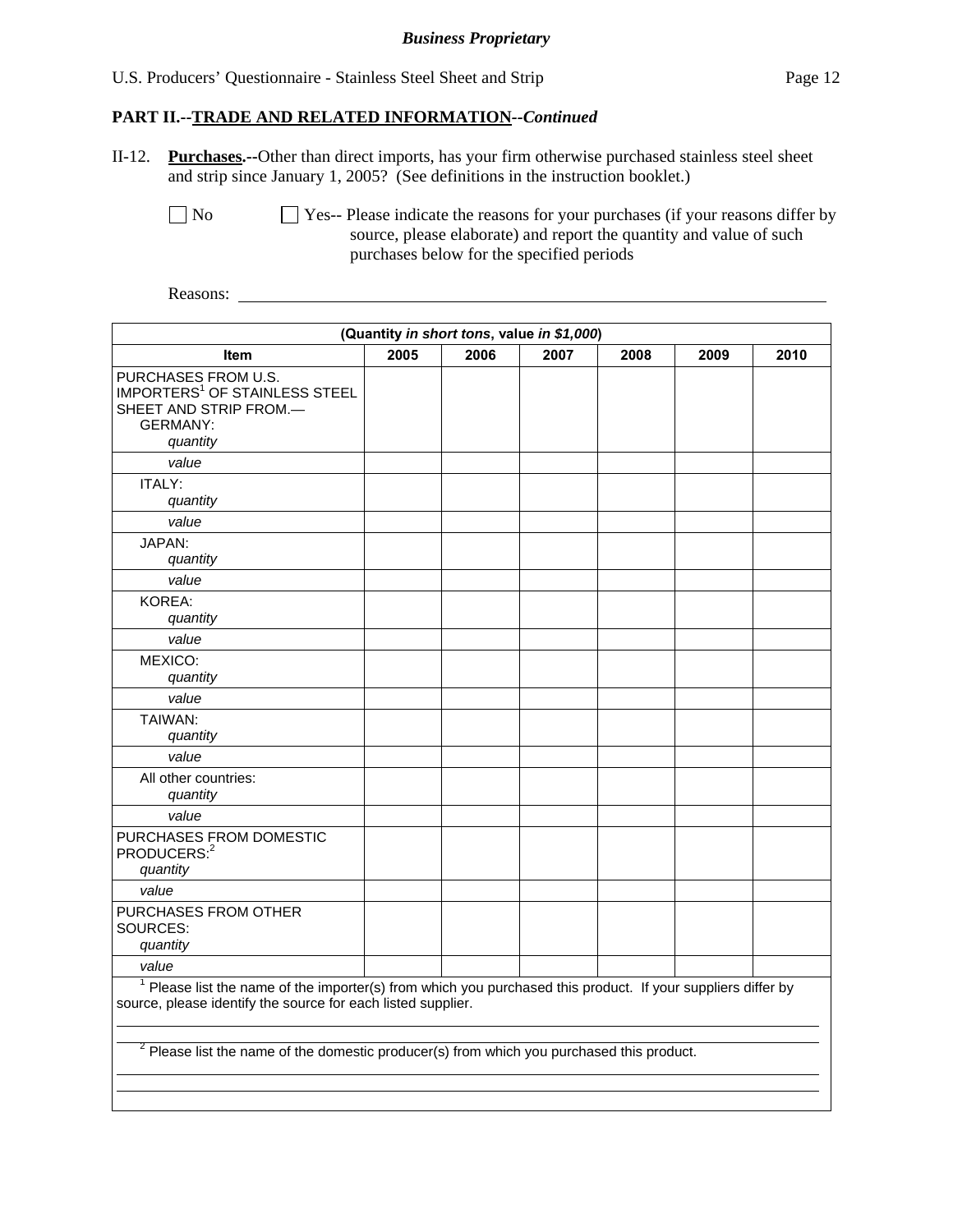**Business Proprietary**

## PART II.--TRADE AND RELATED INFORMATION--*Continued*

II-12. **Purchases.--**Other than direct imports, has your firm otherwise purchased stainless steel sheet and strip since January 1, 2005? (See definitions in the instruction booklet.)

☐ No ☐ Yes-- Please indicate the reasons for your purchases (if your reasons differ by source, please elaborate) and report the quantity and value of such purchases below for the specified periods

Reasons: \_\_\_\_\_\_\_\_\_\_\_\_\_\_\_\_\_\_\_\_\_\_\_\_\_\_\_\_\_\_\_\_\_\_\_\_\_\_\_\_\_\_\_\_\_\_\_\_\_\_\_\_\_\_\_\_\_\_

| (Quantity *in short tons*, value *in $1,000*) | | | | | | |
|---|---|---|---|---|---|---|
| **Item** | **2005** | **2006** | **2007** | **2008** | **2009** | **2010** |
| PURCHASES FROM U.S. IMPORTERS[1] OF STAINLESS STEEL SHEET AND STRIP FROM.— GERMANY: *quantity* | | | | | | |
| *value* | | | | | | |
| ITALY: *quantity* | | | | | | |
| *value* | | | | | | |
| JAPAN: *quantity* | | | | | | |
| *value* | | | | | | |
| KOREA: *quantity* | | | | | | |
| *value* | | | | | | |
| MEXICO: *quantity* | | | | | | |
| *value* | | | | | | |
| TAIWAN: *quantity* | | | | | | |
| *value* | | | | | | |
| All other countries: *quantity* | | | | | | |
| *value* | | | | | | |
| PURCHASES FROM DOMESTIC PRODUCERS:[2] *quantity* | | | | | | |
| *value* | | | | | | |
| PURCHASES FROM OTHER SOURCES: *quantity* | | | | | | |
| *value* | | | | | | |

[1] Please list the name of the importer(s) from which you purchased this product. If your suppliers differ by source, please identify the source for each listed supplier.

\_\_\_\_\_\_\_\_\_\_\_\_\_\_\_\_\_\_\_\_\_\_\_\_\_\_\_\_\_\_\_\_\_\_\_\_\_\_\_\_\_\_\_\_\_\_\_\_\_\_\_\_\_\_\_\_\_\_

[2] Please list the name of the domestic producer(s) from which you purchased this product.

\_\_\_\_\_\_\_\_\_\_\_\_\_\_\_\_\_\_\_\_\_\_\_\_\_\_\_\_\_\_\_\_\_\_\_\_\_\_\_\_\_\_\_\_\_\_\_\_\_\_\_\_\_\_\_\_\_\_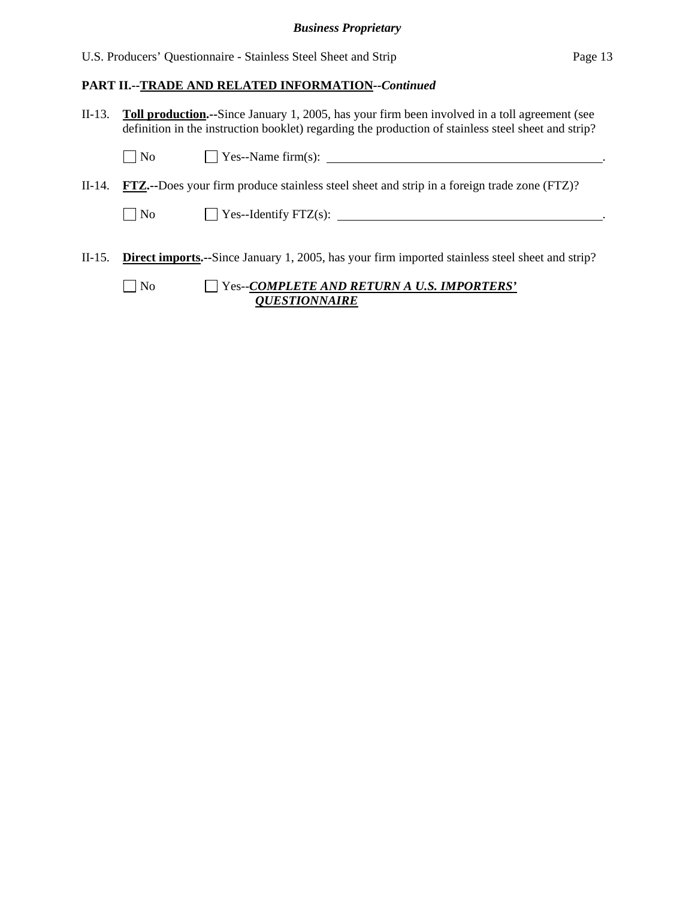**PART II.--TRADE AND RELATED INFORMATION--*Continued***

II-13. **Toll production.--**Since January 1, 2005, has your firm been involved in a toll agreement (see definition in the instruction booklet) regarding the production of stainless steel sheet and strip?

☐ No ☐ Yes--Name firm(s): ______________________________________________.

II-14. **FTZ.--**Does your firm produce stainless steel sheet and strip in a foreign trade zone (FTZ)?

☐ No ☐ Yes--Identify FTZ(s): ____________________________________________.

II-15. **Direct imports.--**Since January 1, 2005, has your firm imported stainless steel sheet and strip?

☐ No ☐ Yes--***COMPLETE AND RETURN A U.S. IMPORTERS' QUESTIONNAIRE***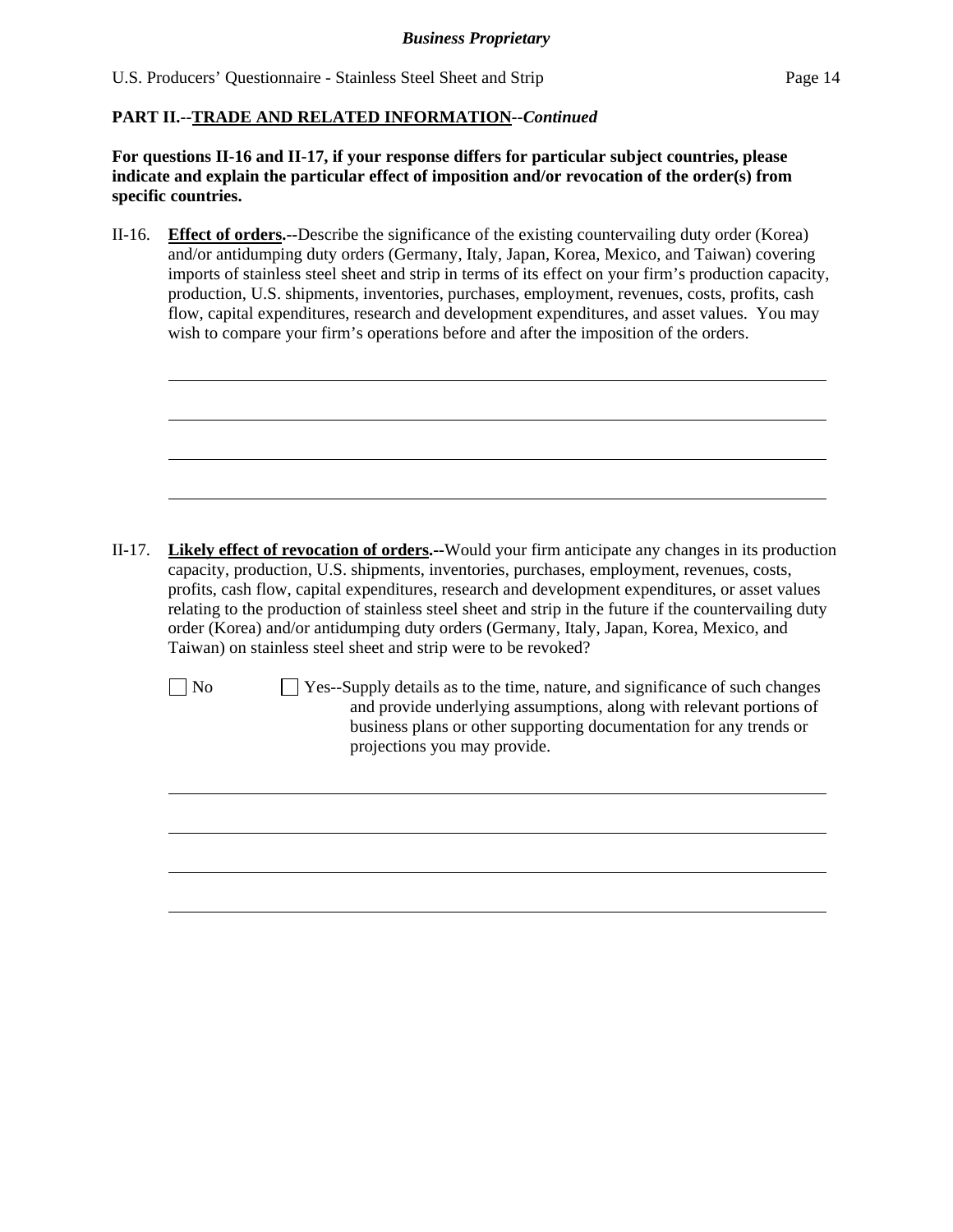## PART II.--TRADE AND RELATED INFORMATION--*Continued*

**For questions II-16 and II-17, if your response differs for particular subject countries, please indicate and explain the particular effect of imposition and/or revocation of the order(s) from specific countries.**

II-16. **Effect of orders.--**Describe the significance of the existing countervailing duty order (Korea) and/or antidumping duty orders (Germany, Italy, Japan, Korea, Mexico, and Taiwan) covering imports of stainless steel sheet and strip in terms of its effect on your firm's production capacity, production, U.S. shipments, inventories, purchases, employment, revenues, costs, profits, cash flow, capital expenditures, research and development expenditures, and asset values. You may wish to compare your firm's operations before and after the imposition of the orders.

\_\_\_\_\_\_\_\_\_\_\_\_\_\_\_\_\_\_\_\_\_\_\_\_\_\_\_\_\_\_\_\_\_\_\_\_\_\_\_\_\_\_\_\_\_\_\_\_\_\_\_\_\_\_\_\_\_\_\_\_\_\_\_\_\_\_\_\_\_\_

\_\_\_\_\_\_\_\_\_\_\_\_\_\_\_\_\_\_\_\_\_\_\_\_\_\_\_\_\_\_\_\_\_\_\_\_\_\_\_\_\_\_\_\_\_\_\_\_\_\_\_\_\_\_\_\_\_\_\_\_\_\_\_\_\_\_\_\_\_\_

\_\_\_\_\_\_\_\_\_\_\_\_\_\_\_\_\_\_\_\_\_\_\_\_\_\_\_\_\_\_\_\_\_\_\_\_\_\_\_\_\_\_\_\_\_\_\_\_\_\_\_\_\_\_\_\_\_\_\_\_\_\_\_\_\_\_\_\_\_\_

\_\_\_\_\_\_\_\_\_\_\_\_\_\_\_\_\_\_\_\_\_\_\_\_\_\_\_\_\_\_\_\_\_\_\_\_\_\_\_\_\_\_\_\_\_\_\_\_\_\_\_\_\_\_\_\_\_\_\_\_\_\_\_\_\_\_\_\_\_\_

II-17. **Likely effect of revocation of orders.--**Would your firm anticipate any changes in its production capacity, production, U.S. shipments, inventories, purchases, employment, revenues, costs, profits, cash flow, capital expenditures, research and development expenditures, or asset values relating to the production of stainless steel sheet and strip in the future if the countervailing duty order (Korea) and/or antidumping duty orders (Germany, Italy, Japan, Korea, Mexico, and Taiwan) on stainless steel sheet and strip were to be revoked?

☐ No ☐ Yes--Supply details as to the time, nature, and significance of such changes and provide underlying assumptions, along with relevant portions of business plans or other supporting documentation for any trends or projections you may provide.

\_\_\_\_\_\_\_\_\_\_\_\_\_\_\_\_\_\_\_\_\_\_\_\_\_\_\_\_\_\_\_\_\_\_\_\_\_\_\_\_\_\_\_\_\_\_\_\_\_\_\_\_\_\_\_\_\_\_\_\_\_\_\_\_\_\_\_\_\_\_

\_\_\_\_\_\_\_\_\_\_\_\_\_\_\_\_\_\_\_\_\_\_\_\_\_\_\_\_\_\_\_\_\_\_\_\_\_\_\_\_\_\_\_\_\_\_\_\_\_\_\_\_\_\_\_\_\_\_\_\_\_\_\_\_\_\_\_\_\_\_

\_\_\_\_\_\_\_\_\_\_\_\_\_\_\_\_\_\_\_\_\_\_\_\_\_\_\_\_\_\_\_\_\_\_\_\_\_\_\_\_\_\_\_\_\_\_\_\_\_\_\_\_\_\_\_\_\_\_\_\_\_\_\_\_\_\_\_\_\_\_

\_\_\_\_\_\_\_\_\_\_\_\_\_\_\_\_\_\_\_\_\_\_\_\_\_\_\_\_\_\_\_\_\_\_\_\_\_\_\_\_\_\_\_\_\_\_\_\_\_\_\_\_\_\_\_\_\_\_\_\_\_\_\_\_\_\_\_\_\_\_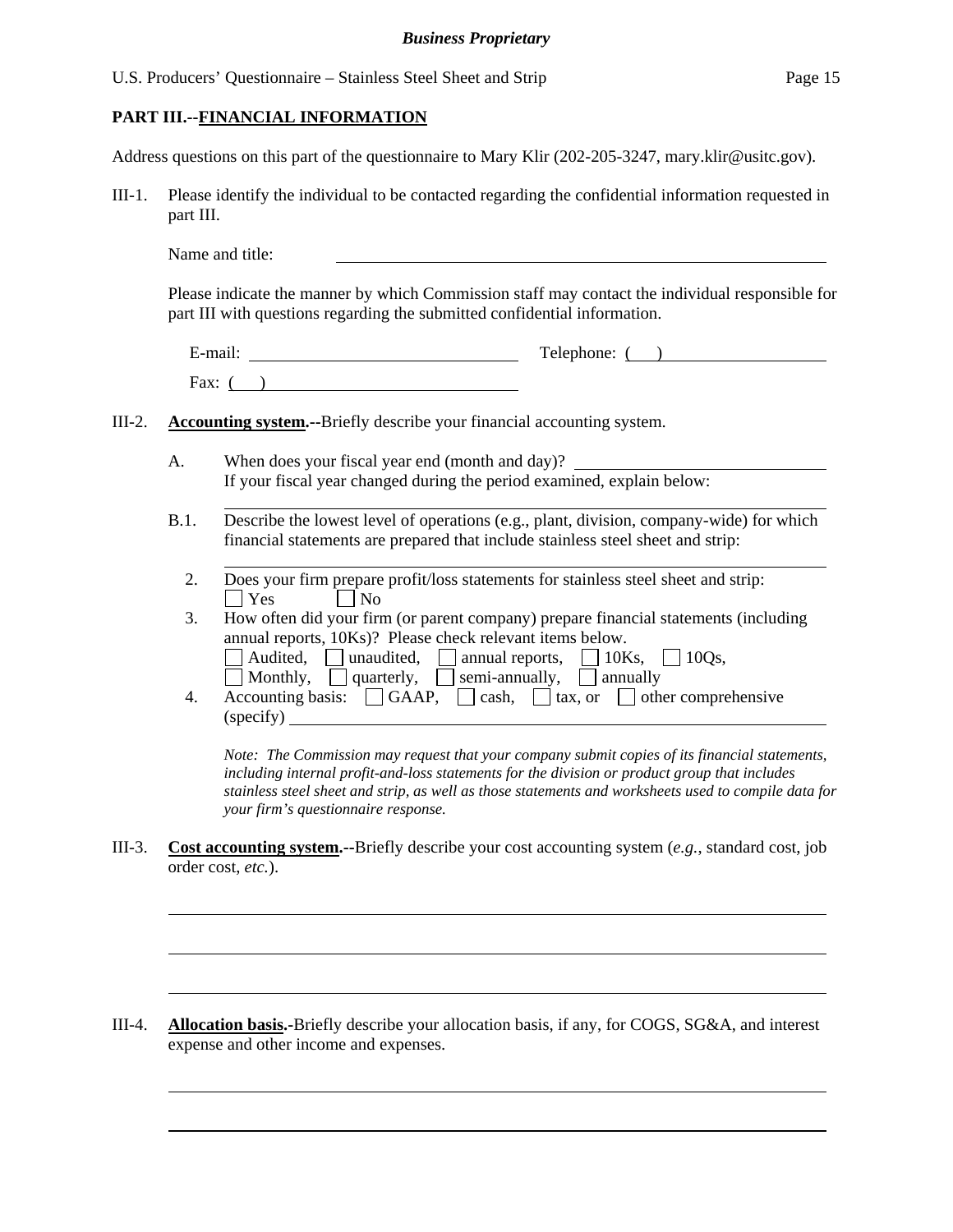## PART III.--FINANCIAL INFORMATION

Address questions on this part of the questionnaire to Mary Klir (202-205-3247, mary.klir@usitc.gov).

III-1. Please identify the individual to be contacted regarding the confidential information requested in part III.

Name and title: ______________________________

Please indicate the manner by which Commission staff may contact the individual responsible for part III with questions regarding the submitted confidential information.

E-mail: ____________________ Telephone: (   ) ____________________

Fax: (   ) ____________________

III-2. **Accounting system.--**Briefly describe your financial accounting system.

A. When does your fiscal year end (month and day)? ____________________
If your fiscal year changed during the period examined, explain below:

______________________________

B.1. Describe the lowest level of operations (e.g., plant, division, company-wide) for which financial statements are prepared that include stainless steel sheet and strip:

______________________________

2. Does your firm prepare profit/loss statements for stainless steel sheet and strip:
☐ Yes ☐ No

3. How often did your firm (or parent company) prepare financial statements (including annual reports, 10Ks)? Please check relevant items below.
☐ Audited, ☐ unaudited, ☐ annual reports, ☐ 10Ks, ☐ 10Qs,
☐ Monthly, ☐ quarterly, ☐ semi-annually, ☐ annually

4. Accounting basis: ☐ GAAP, ☐ cash, ☐ tax, or ☐ other comprehensive (specify) ____________________

*Note: The Commission may request that your company submit copies of its financial statements, including internal profit-and-loss statements for the division or product group that includes stainless steel sheet and strip, as well as those statements and worksheets used to compile data for your firm's questionnaire response.*

III-3. **Cost accounting system.--**Briefly describe your cost accounting system (*e.g.*, standard cost, job order cost, *etc.*).

______________________________

______________________________

______________________________

III-4. **Allocation basis.-**Briefly describe your allocation basis, if any, for COGS, SG&A, and interest expense and other income and expenses.

______________________________

______________________________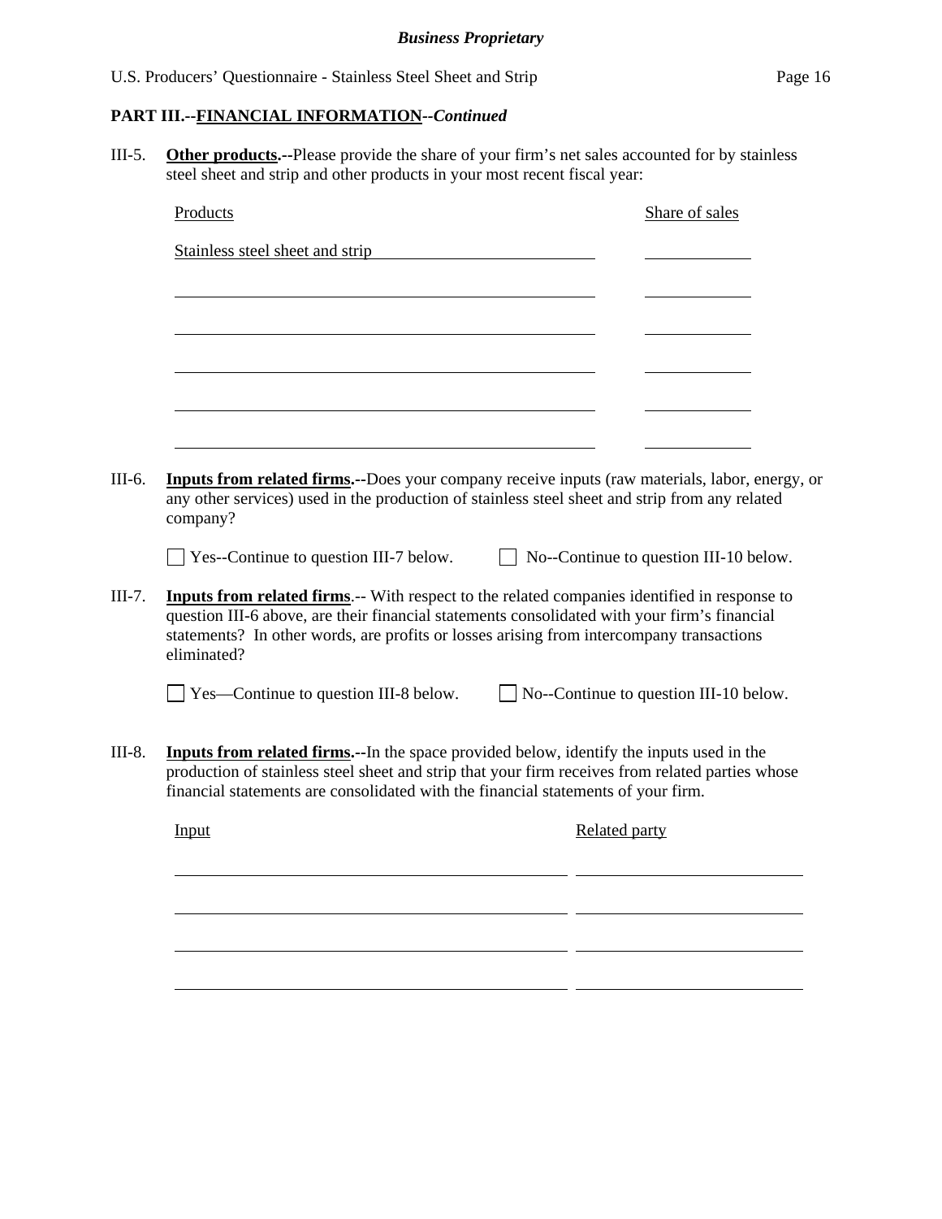**Business Proprietary**

## PART III.--FINANCIAL INFORMATION--*Continued*

III-5. **Other products.**--Please provide the share of your firm's net sales accounted for by stainless steel sheet and strip and other products in your most recent fiscal year:

| Products | Share of sales |
|---|---|
| Stainless steel sheet and strip | ________ |
| ________________________ | ________ |
| ________________________ | ________ |
| ________________________ | ________ |
| ________________________ | ________ |
| ________________________ | ________ |

III-6. **Inputs from related firms.**--Does your company receive inputs (raw materials, labor, energy, or any other services) used in the production of stainless steel sheet and strip from any related company?

☐ Yes--Continue to question III-7 below. ☐ No--Continue to question III-10 below.

III-7. **Inputs from related firms**.-- With respect to the related companies identified in response to question III-6 above, are their financial statements consolidated with your firm's financial statements? In other words, are profits or losses arising from intercompany transactions eliminated?

☐ Yes—Continue to question III-8 below. ☐ No--Continue to question III-10 below.

III-8. **Inputs from related firms.**--In the space provided below, identify the inputs used in the production of stainless steel sheet and strip that your firm receives from related parties whose financial statements are consolidated with the financial statements of your firm.

| Input | Related party |
|---|---|
| ________________________ | ________________________ |
| ________________________ | ________________________ |
| ________________________ | ________________________ |
| ________________________ | ________________________ |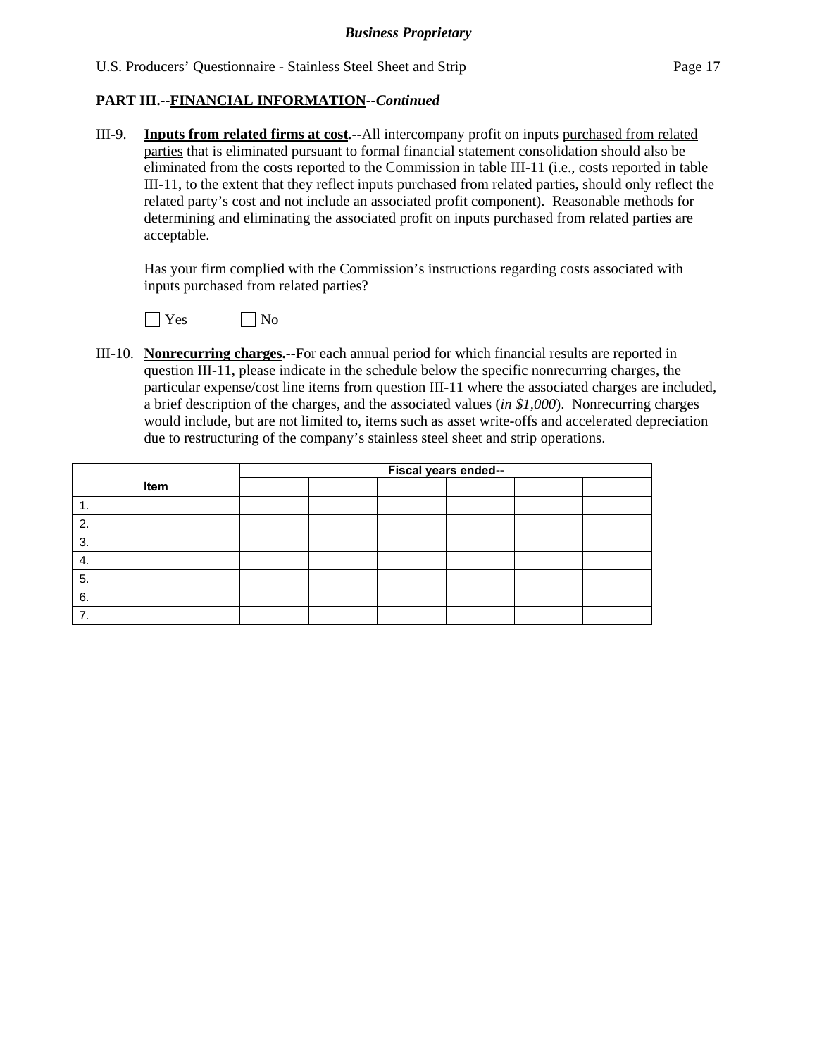## PART III.--FINANCIAL INFORMATION--*Continued*

III-9. **Inputs from related firms at cost**.--All intercompany profit on inputs purchased from related parties that is eliminated pursuant to formal financial statement consolidation should also be eliminated from the costs reported to the Commission in table III-11 (i.e., costs reported in table III-11, to the extent that they reflect inputs purchased from related parties, should only reflect the related party's cost and not include an associated profit component). Reasonable methods for determining and eliminating the associated profit on inputs purchased from related parties are acceptable.

Has your firm complied with the Commission's instructions regarding costs associated with inputs purchased from related parties?

☐ Yes ☐ No

III-10. **Nonrecurring charges.**--For each annual period for which financial results are reported in question III-11, please indicate in the schedule below the specific nonrecurring charges, the particular expense/cost line items from question III-11 where the associated charges are included, a brief description of the charges, and the associated values (*in $1,000*). Nonrecurring charges would include, but are not limited to, items such as asset write-offs and accelerated depreciation due to restructuring of the company's stainless steel sheet and strip operations.

| Item | Fiscal years ended-- | | | | | |
|---|---|---|---|---|---|---|
| | _____ | _____ | _____ | _____ | _____ | _____ |
| 1. | | | | | | |
| 2. | | | | | | |
| 3. | | | | | | |
| 4. | | | | | | |
| 5. | | | | | | |
| 6. | | | | | | |
| 7. | | | | | | |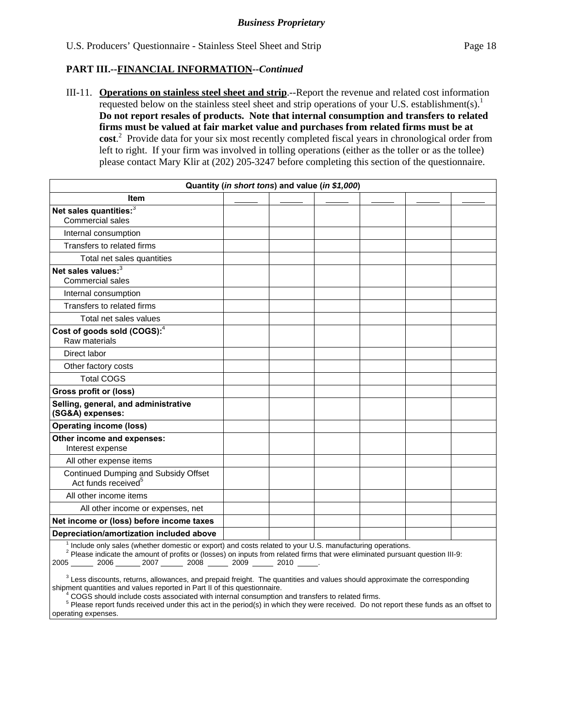*Business Proprietary*

U.S. Producers' Questionnaire - Stainless Steel Sheet and Strip

## PART III.--FINANCIAL INFORMATION--*Continued*

III-11. **Operations on stainless steel sheet and strip**.--Report the revenue and related cost information requested below on the stainless steel sheet and strip operations of your U.S. establishment(s).[1] **Do not report resales of products. Note that internal consumption and transfers to related firms must be valued at fair market value and purchases from related firms must be at cost**.[2] Provide data for your six most recently completed fiscal years in chronological order from left to right. If your firm was involved in tolling operations (either as the toller or as the tollee) please contact Mary Klir at (202) 205-3247 before completing this section of the questionnaire.

| Quantity (*in short tons*) and value (*in $1,000*) | | | | | | |
|---|---|---|---|---|---|---|
| **Item** | _____ | _____ | _____ | _____ | _____ | _____ |
| **Net sales quantities:**[3] Commercial sales | | | | | | |
| Internal consumption | | | | | | |
| Transfers to related firms | | | | | | |
| Total net sales quantities | | | | | | |
| **Net sales values:**[3] Commercial sales | | | | | | |
| Internal consumption | | | | | | |
| Transfers to related firms | | | | | | |
| Total net sales values | | | | | | |
| **Cost of goods sold (COGS):**[4] Raw materials | | | | | | |
| Direct labor | | | | | | |
| Other factory costs | | | | | | |
| Total COGS | | | | | | |
| **Gross profit or (loss)** | | | | | | |
| **Selling, general, and administrative (SG&A) expenses:** | | | | | | |
| **Operating income (loss)** | | | | | | |
| **Other income and expenses:** Interest expense | | | | | | |
| All other expense items | | | | | | |
| Continued Dumping and Subsidy Offset Act funds received[5] | | | | | | |
| All other income items | | | | | | |
| All other income or expenses, net | | | | | | |
| **Net income or (loss) before income taxes** | | | | | | |
| **Depreciation/amortization included above** | | | | | | |

[1] Include only sales (whether domestic or export) and costs related to your U.S. manufacturing operations.
[2] Please indicate the amount of profits or (losses) on inputs from related firms that were eliminated pursuant question III-9: 2005 _____ 2006 _____ 2007 _____ 2008 _____ 2009 _____ 2010 _____.

[3] Less discounts, returns, allowances, and prepaid freight. The quantities and values should approximate the corresponding shipment quantities and values reported in Part II of this questionnaire.
[4] COGS should include costs associated with internal consumption and transfers to related firms.
[5] Please report funds received under this act in the period(s) in which they were received. Do not report these funds as an offset to operating expenses.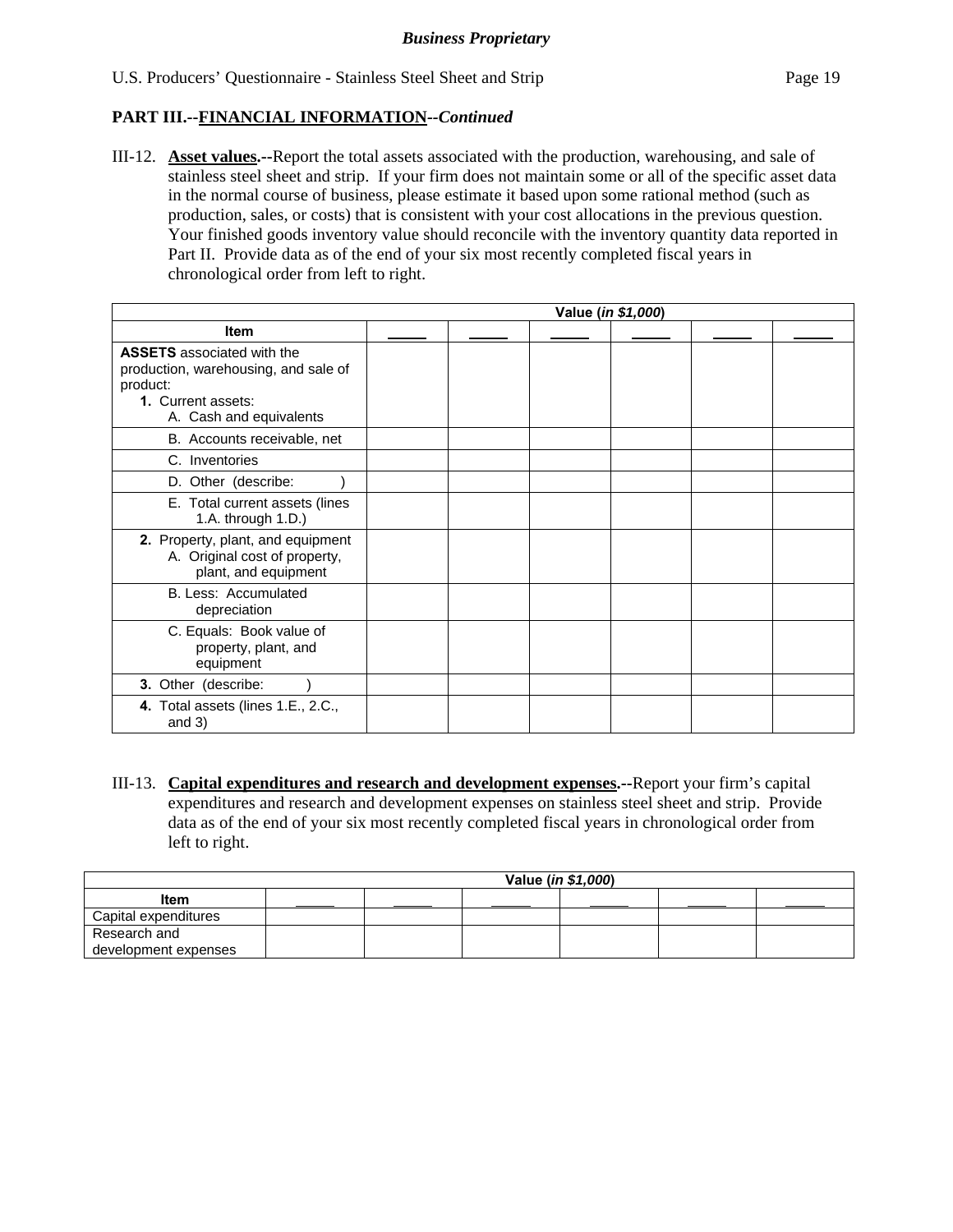***Business Proprietary***

**PART III.--FINANCIAL INFORMATION--*Continued***

III-12. **Asset values.--**Report the total assets associated with the production, warehousing, and sale of stainless steel sheet and strip. If your firm does not maintain some or all of the specific asset data in the normal course of business, please estimate it based upon some rational method (such as production, sales, or costs) that is consistent with your cost allocations in the previous question. Your finished goods inventory value should reconcile with the inventory quantity data reported in Part II. Provide data as of the end of your six most recently completed fiscal years in chronological order from left to right.

| | Value (*in $1,000*) | | | | | |
|---|---|---|---|---|---|---|
| **Item** | _____ | _____ | _____ | _____ | _____ | _____ |
| **ASSETS** associated with the production, warehousing, and sale of product:<br>**1.** Current assets:<br>A. Cash and equivalents | | | | | | |
| B. Accounts receivable, net | | | | | | |
| C. Inventories | | | | | | |
| D. Other (describe: ) | | | | | | |
| E. Total current assets (lines 1.A. through 1.D.) | | | | | | |
| **2.** Property, plant, and equipment<br>A. Original cost of property, plant, and equipment | | | | | | |
| B. Less: Accumulated depreciation | | | | | | |
| C. Equals: Book value of property, plant, and equipment | | | | | | |
| **3.** Other (describe: ) | | | | | | |
| **4.** Total assets (lines 1.E., 2.C., and 3) | | | | | | |

III-13. **Capital expenditures and research and development expenses.--**Report your firm's capital expenditures and research and development expenses on stainless steel sheet and strip. Provide data as of the end of your six most recently completed fiscal years in chronological order from left to right.

| | Value (*in $1,000*) | | | | | |
|---|---|---|---|---|---|---|
| **Item** | _____ | _____ | _____ | _____ | _____ | _____ |
| Capital expenditures | | | | | | |
| Research and development expenses | | | | | | |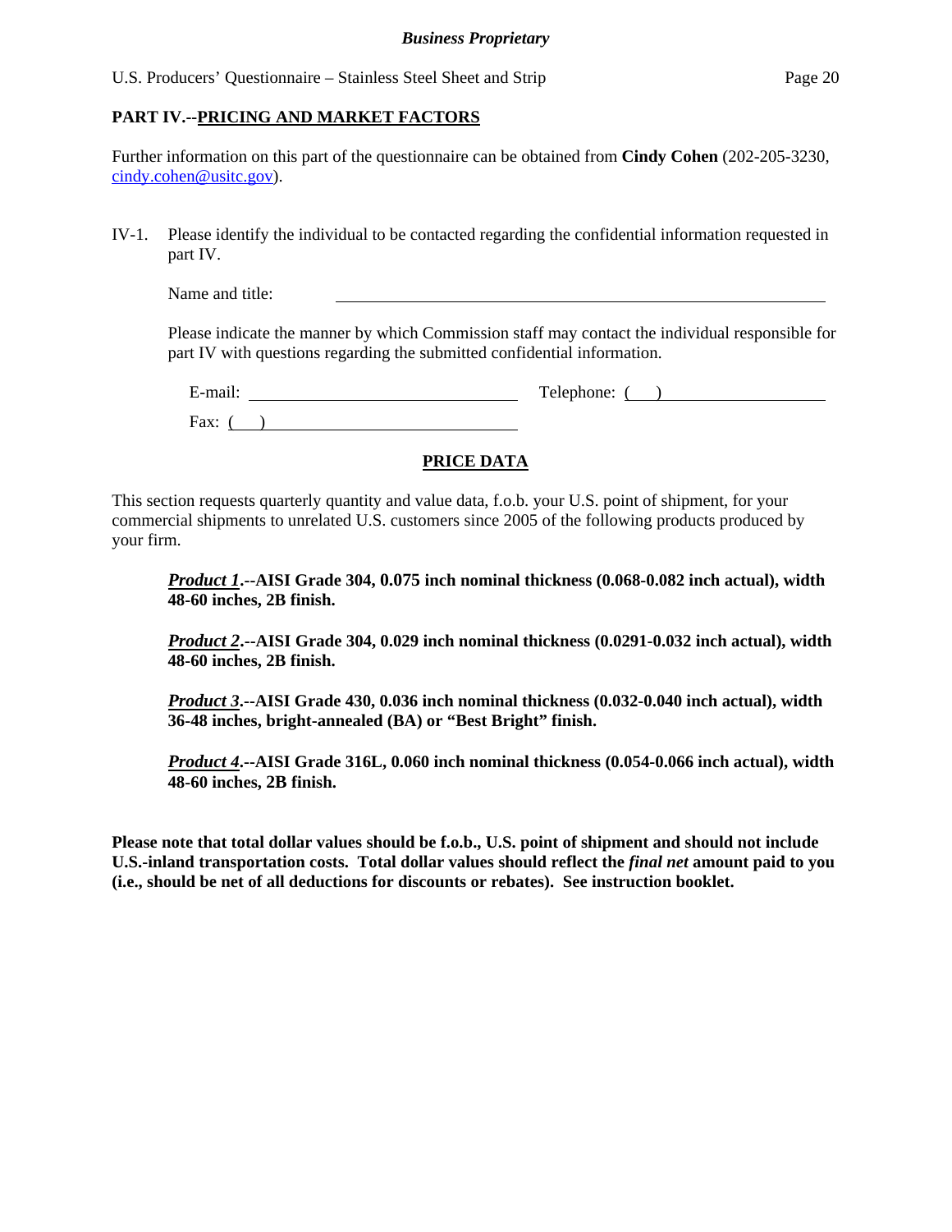## PART IV.--PRICING AND MARKET FACTORS

Further information on this part of the questionnaire can be obtained from **Cindy Cohen** (202-205-3230, cindy.cohen@usitc.gov).

IV-1. Please identify the individual to be contacted regarding the confidential information requested in part IV.

Name and title: ____________________________________________

Please indicate the manner by which Commission staff may contact the individual responsible for part IV with questions regarding the submitted confidential information.

E-mail: ____________________________ Telephone: ( ) ____________________

Fax: ( ) ____________________________

### PRICE DATA

This section requests quarterly quantity and value data, f.o.b. your U.S. point of shipment, for your commercial shipments to unrelated U.S. customers since 2005 of the following products produced by your firm.

***Product 1*.--AISI Grade 304, 0.075 inch nominal thickness (0.068-0.082 inch actual), width 48-60 inches, 2B finish.**

***Product 2*.--AISI Grade 304, 0.029 inch nominal thickness (0.0291-0.032 inch actual), width 48-60 inches, 2B finish.**

***Product 3*.--AISI Grade 430, 0.036 inch nominal thickness (0.032-0.040 inch actual), width 36-48 inches, bright-annealed (BA) or "Best Bright" finish.**

***Product 4*.--AISI Grade 316L, 0.060 inch nominal thickness (0.054-0.066 inch actual), width 48-60 inches, 2B finish.**

**Please note that total dollar values should be f.o.b., U.S. point of shipment and should not include U.S.-inland transportation costs. Total dollar values should reflect the *final net* amount paid to you (i.e., should be net of all deductions for discounts or rebates). See instruction booklet.**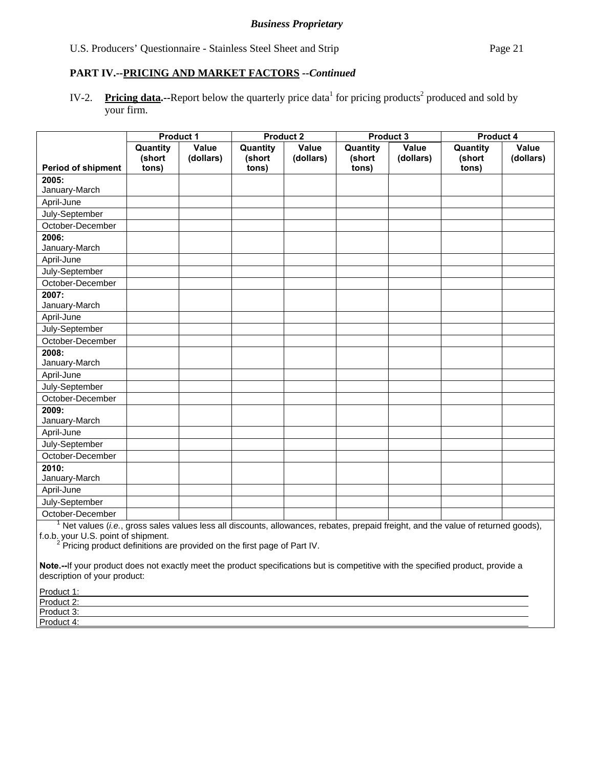**PART IV.--PRICING AND MARKET FACTORS** *--Continued*

IV-2. **Pricing data.--**Report below the quarterly price data[1] for pricing products[2] produced and sold by your firm.

| Period of shipment | Product 1 | | Product 2 | | Product 3 | | Product 4 | |
|---|---|---|---|---|---|---|---|---|
| | Quantity (short tons) | Value (dollars) | Quantity (short tons) | Value (dollars) | Quantity (short tons) | Value (dollars) | Quantity (short tons) | Value (dollars) |
| **2005:** January-March | | | | | | | | |
| April-June | | | | | | | | |
| July-September | | | | | | | | |
| October-December | | | | | | | | |
| **2006:** January-March | | | | | | | | |
| April-June | | | | | | | | |
| July-September | | | | | | | | |
| October-December | | | | | | | | |
| **2007:** January-March | | | | | | | | |
| April-June | | | | | | | | |
| July-September | | | | | | | | |
| October-December | | | | | | | | |
| **2008:** January-March | | | | | | | | |
| April-June | | | | | | | | |
| July-September | | | | | | | | |
| October-December | | | | | | | | |
| **2009:** January-March | | | | | | | | |
| April-June | | | | | | | | |
| July-September | | | | | | | | |
| October-December | | | | | | | | |
| **2010:** January-March | | | | | | | | |
| April-June | | | | | | | | |
| July-September | | | | | | | | |
| October-December | | | | | | | | |

[1] Net values (*i.e.*, gross sales values less all discounts, allowances, rebates, prepaid freight, and the value of returned goods), f.o.b. your U.S. point of shipment.

[2] Pricing product definitions are provided on the first page of Part IV.

**Note.--**If your product does not exactly meet the product specifications but is competitive with the specified product, provide a description of your product:

Product 1: \_\_\_\_\_\_\_\_\_\_\_\_\_\_\_\_\_\_\_\_\_\_\_\_\_\_\_\_\_\_\_\_\_\_\_\_

Product 2: \_\_\_\_\_\_\_\_\_\_\_\_\_\_\_\_\_\_\_\_\_\_\_\_\_\_\_\_\_\_\_\_\_\_\_\_

Product 3: \_\_\_\_\_\_\_\_\_\_\_\_\_\_\_\_\_\_\_\_\_\_\_\_\_\_\_\_\_\_\_\_\_\_\_\_

Product 4: \_\_\_\_\_\_\_\_\_\_\_\_\_\_\_\_\_\_\_\_\_\_\_\_\_\_\_\_\_\_\_\_\_\_\_\_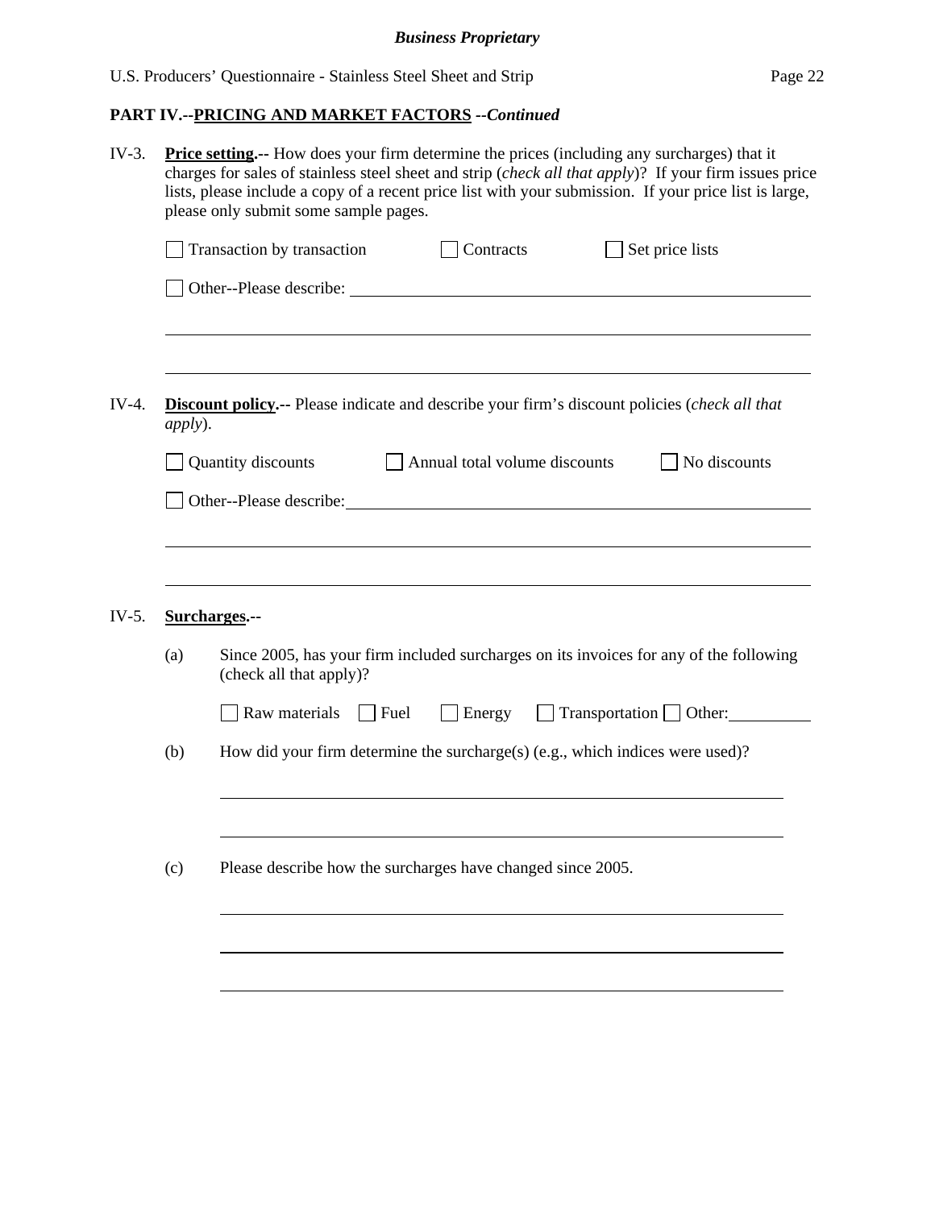**Business Proprietary**

## PART IV.--PRICING AND MARKET FACTORS --*Continued*

IV-3. **Price setting.--** How does your firm determine the prices (including any surcharges) that it charges for sales of stainless steel sheet and strip (*check all that apply*)? If your firm issues price lists, please include a copy of a recent price list with your submission. If your price list is large, please only submit some sample pages.

☐ Transaction by transaction ☐ Contracts ☐ Set price lists

☐ Other--Please describe: \_\_\_\_\_\_\_\_\_\_\_\_\_\_\_\_\_\_\_\_\_\_\_\_\_\_\_\_\_\_\_\_\_\_\_\_\_\_\_\_

\_\_\_\_\_\_\_\_\_\_\_\_\_\_\_\_\_\_\_\_\_\_\_\_\_\_\_\_\_\_\_\_\_\_\_\_\_\_\_\_\_\_\_\_\_\_\_\_\_\_\_\_\_\_\_\_\_\_\_\_

\_\_\_\_\_\_\_\_\_\_\_\_\_\_\_\_\_\_\_\_\_\_\_\_\_\_\_\_\_\_\_\_\_\_\_\_\_\_\_\_\_\_\_\_\_\_\_\_\_\_\_\_\_\_\_\_\_\_\_\_

IV-4. **Discount policy.--** Please indicate and describe your firm's discount policies (*check all that apply*).

☐ Quantity discounts ☐ Annual total volume discounts ☐ No discounts

☐ Other--Please describe: \_\_\_\_\_\_\_\_\_\_\_\_\_\_\_\_\_\_\_\_\_\_\_\_\_\_\_\_\_\_\_\_\_\_\_\_\_\_\_\_

\_\_\_\_\_\_\_\_\_\_\_\_\_\_\_\_\_\_\_\_\_\_\_\_\_\_\_\_\_\_\_\_\_\_\_\_\_\_\_\_\_\_\_\_\_\_\_\_\_\_\_\_\_\_\_\_\_\_\_\_

\_\_\_\_\_\_\_\_\_\_\_\_\_\_\_\_\_\_\_\_\_\_\_\_\_\_\_\_\_\_\_\_\_\_\_\_\_\_\_\_\_\_\_\_\_\_\_\_\_\_\_\_\_\_\_\_\_\_\_\_

IV-5. **Surcharges.--**

(a) Since 2005, has your firm included surcharges on its invoices for any of the following (check all that apply)?

☐ Raw materials ☐ Fuel ☐ Energy ☐ Transportation ☐ Other: \_\_\_\_\_\_\_\_\_\_

(b) How did your firm determine the surcharge(s) (e.g., which indices were used)?

\_\_\_\_\_\_\_\_\_\_\_\_\_\_\_\_\_\_\_\_\_\_\_\_\_\_\_\_\_\_\_\_\_\_\_\_\_\_\_\_\_\_\_\_\_\_\_\_\_\_\_\_\_\_\_\_\_\_\_\_

\_\_\_\_\_\_\_\_\_\_\_\_\_\_\_\_\_\_\_\_\_\_\_\_\_\_\_\_\_\_\_\_\_\_\_\_\_\_\_\_\_\_\_\_\_\_\_\_\_\_\_\_\_\_\_\_\_\_\_\_

(c) Please describe how the surcharges have changed since 2005.

\_\_\_\_\_\_\_\_\_\_\_\_\_\_\_\_\_\_\_\_\_\_\_\_\_\_\_\_\_\_\_\_\_\_\_\_\_\_\_\_\_\_\_\_\_\_\_\_\_\_\_\_\_\_\_\_\_\_\_\_

\_\_\_\_\_\_\_\_\_\_\_\_\_\_\_\_\_\_\_\_\_\_\_\_\_\_\_\_\_\_\_\_\_\_\_\_\_\_\_\_\_\_\_\_\_\_\_\_\_\_\_\_\_\_\_\_\_\_\_\_

\_\_\_\_\_\_\_\_\_\_\_\_\_\_\_\_\_\_\_\_\_\_\_\_\_\_\_\_\_\_\_\_\_\_\_\_\_\_\_\_\_\_\_\_\_\_\_\_\_\_\_\_\_\_\_\_\_\_\_\_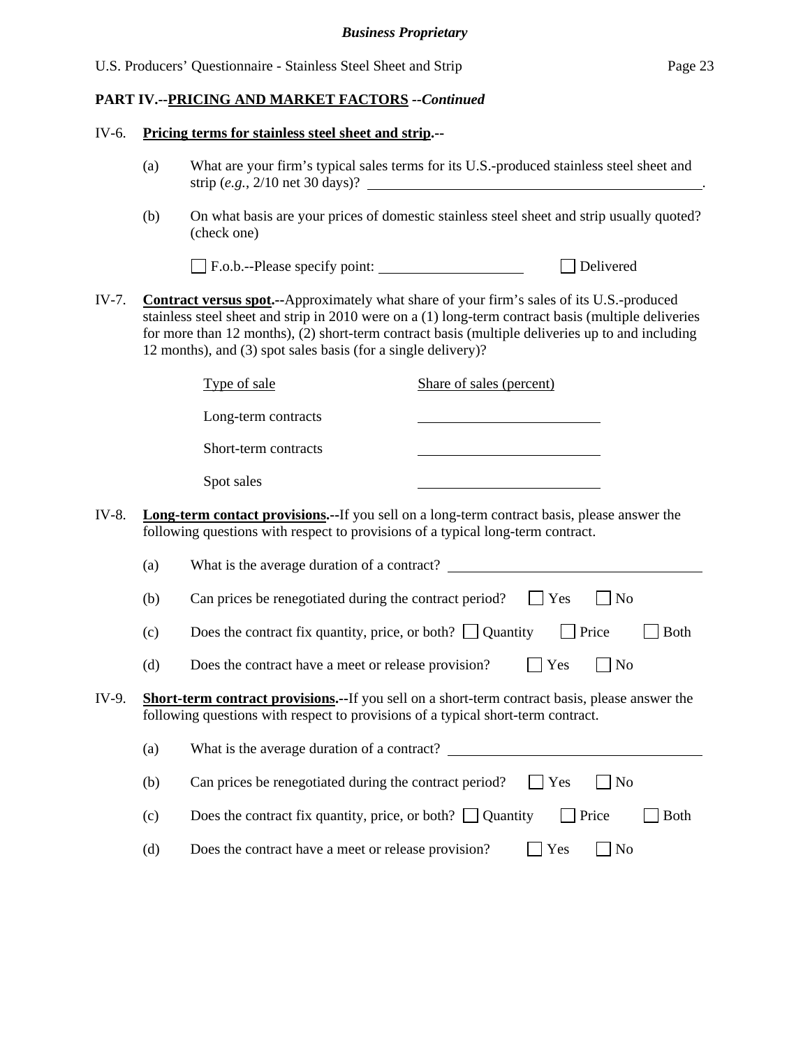## PART IV.--PRICING AND MARKET FACTORS --*Continued*

IV-6. **Pricing terms for stainless steel sheet and strip.**--

(a) What are your firm's typical sales terms for its U.S.-produced stainless steel sheet and strip (*e.g.*, 2/10 net 30 days)? ______________________________.

(b) On what basis are your prices of domestic stainless steel sheet and strip usually quoted? (check one)

☐ F.o.b.--Please specify point: ____________ ☐ Delivered

IV-7. **Contract versus spot.**--Approximately what share of your firm's sales of its U.S.-produced stainless steel sheet and strip in 2010 were on a (1) long-term contract basis (multiple deliveries for more than 12 months), (2) short-term contract basis (multiple deliveries up to and including 12 months), and (3) spot sales basis (for a single delivery)?

| Type of sale | Share of sales (percent) |
|---|---|
| Long-term contracts | ____________ |
| Short-term contracts | ____________ |
| Spot sales | ____________ |

IV-8. **Long-term contact provisions.**--If you sell on a long-term contract basis, please answer the following questions with respect to provisions of a typical long-term contract.

(a) What is the average duration of a contract? ____________

(b) Can prices be renegotiated during the contract period? ☐ Yes ☐ No

(c) Does the contract fix quantity, price, or both? ☐ Quantity ☐ Price ☐ Both

(d) Does the contract have a meet or release provision? ☐ Yes ☐ No

IV-9. **Short-term contract provisions.**--If you sell on a short-term contract basis, please answer the following questions with respect to provisions of a typical short-term contract.

(a) What is the average duration of a contract? ____________

(b) Can prices be renegotiated during the contract period? ☐ Yes ☐ No

(c) Does the contract fix quantity, price, or both? ☐ Quantity ☐ Price ☐ Both

(d) Does the contract have a meet or release provision? ☐ Yes ☐ No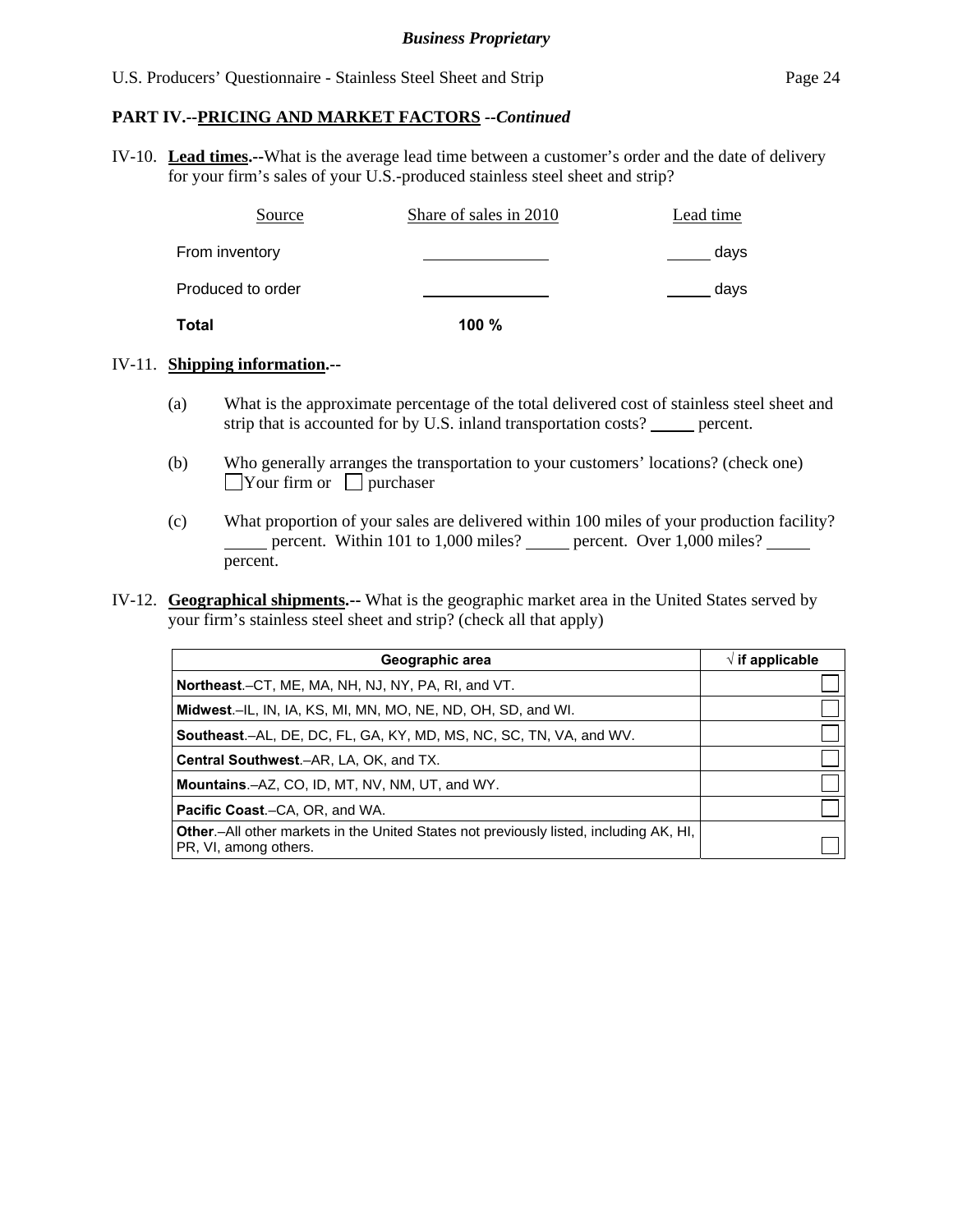## PART IV.--PRICING AND MARKET FACTORS --*Continued*

IV-10. **Lead times.--**What is the average lead time between a customer's order and the date of delivery for your firm's sales of your U.S.-produced stainless steel sheet and strip?

| Source | Share of sales in 2010 | Lead time |
|---|---|---|
| From inventory | ______________ | _____ days |
| Produced to order | ______________ | _____ days |
| **Total** | **100 %** | |

IV-11. **Shipping information.--**

(a) What is the approximate percentage of the total delivered cost of stainless steel sheet and strip that is accounted for by U.S. inland transportation costs? _____ percent.

(b) Who generally arranges the transportation to your customers' locations? (check one)
☐ Your firm or ☐ purchaser

(c) What proportion of your sales are delivered within 100 miles of your production facility? _____ percent. Within 101 to 1,000 miles? _____ percent. Over 1,000 miles? _____ percent.

IV-12. **Geographical shipments.--** What is the geographic market area in the United States served by your firm's stainless steel sheet and strip? (check all that apply)

| Geographic area | √ if applicable |
|---|---|
| **Northeast**.–CT, ME, MA, NH, NJ, NY, PA, RI, and VT. | ☐ |
| **Midwest**.–IL, IN, IA, KS, MI, MN, MO, NE, ND, OH, SD, and WI. | ☐ |
| **Southeast**.–AL, DE, DC, FL, GA, KY, MD, MS, NC, SC, TN, VA, and WV. | ☐ |
| **Central Southwest**.–AR, LA, OK, and TX. | ☐ |
| **Mountains**.–AZ, CO, ID, MT, NV, NM, UT, and WY. | ☐ |
| **Pacific Coast**.–CA, OR, and WA. | ☐ |
| **Other**.–All other markets in the United States not previously listed, including AK, HI, PR, VI, among others. | ☐ |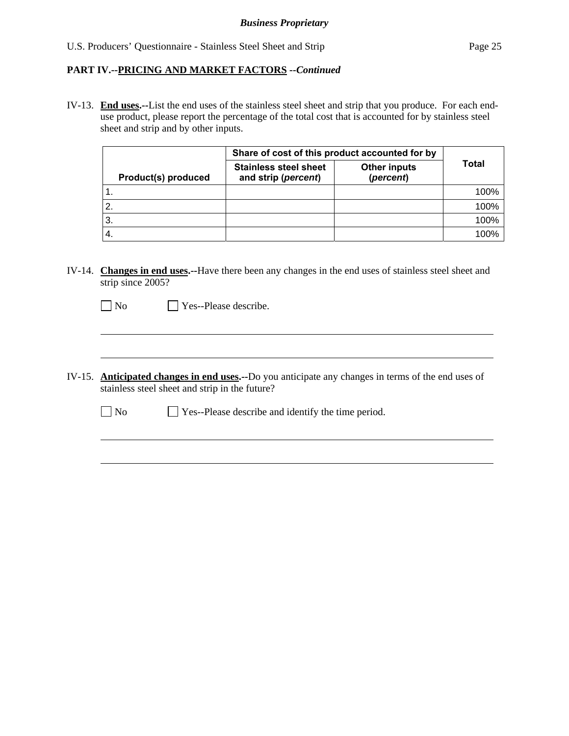## PART IV.--PRICING AND MARKET FACTORS --*Continued*

IV-13. **End uses.--**List the end uses of the stainless steel sheet and strip that you produce. For each end-use product, please report the percentage of the total cost that is accounted for by stainless steel sheet and strip and by other inputs.

| Product(s) produced | Share of cost of this product accounted for by | | Total |
|---|---|---|---|
| | Stainless steel sheet and strip (*percent*) | Other inputs (*percent*) | |
| 1. | | | 100% |
| 2. | | | 100% |
| 3. | | | 100% |
| 4. | | | 100% |

IV-14. **Changes in end uses.--**Have there been any changes in the end uses of stainless steel sheet and strip since 2005?

☐ No ☐ Yes--Please describe.

IV-15. **Anticipated changes in end uses.--**Do you anticipate any changes in terms of the end uses of stainless steel sheet and strip in the future?

☐ No ☐ Yes--Please describe and identify the time period.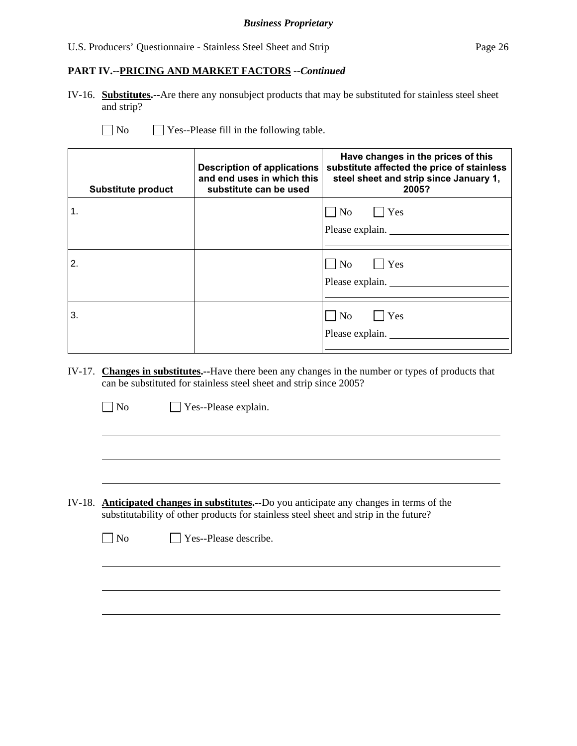**PART IV.--PRICING AND MARKET FACTORS** *--Continued*

IV-16. **Substitutes.--**Are there any nonsubject products that may be substituted for stainless steel sheet and strip?

☐ No ☐ Yes--Please fill in the following table.

| Substitute product | Description of applications and end uses in which this substitute can be used | Have changes in the prices of this substitute affected the price of stainless steel sheet and strip since January 1, 2005? |
|---|---|---|
| 1. | | ☐ No ☐ Yes<br>Please explain. ______________________ |
| 2. | | ☐ No ☐ Yes<br>Please explain. ______________________ |
| 3. | | ☐ No ☐ Yes<br>Please explain. ______________________ |

IV-17. **Changes in substitutes.--**Have there been any changes in the number or types of products that can be substituted for stainless steel sheet and strip since 2005?

☐ No ☐ Yes--Please explain.

______________________________________________________________________________

______________________________________________________________________________

______________________________________________________________________________

IV-18. **Anticipated changes in substitutes.--**Do you anticipate any changes in terms of the substitutability of other products for stainless steel sheet and strip in the future?

☐ No ☐ Yes--Please describe.

______________________________________________________________________________

______________________________________________________________________________

______________________________________________________________________________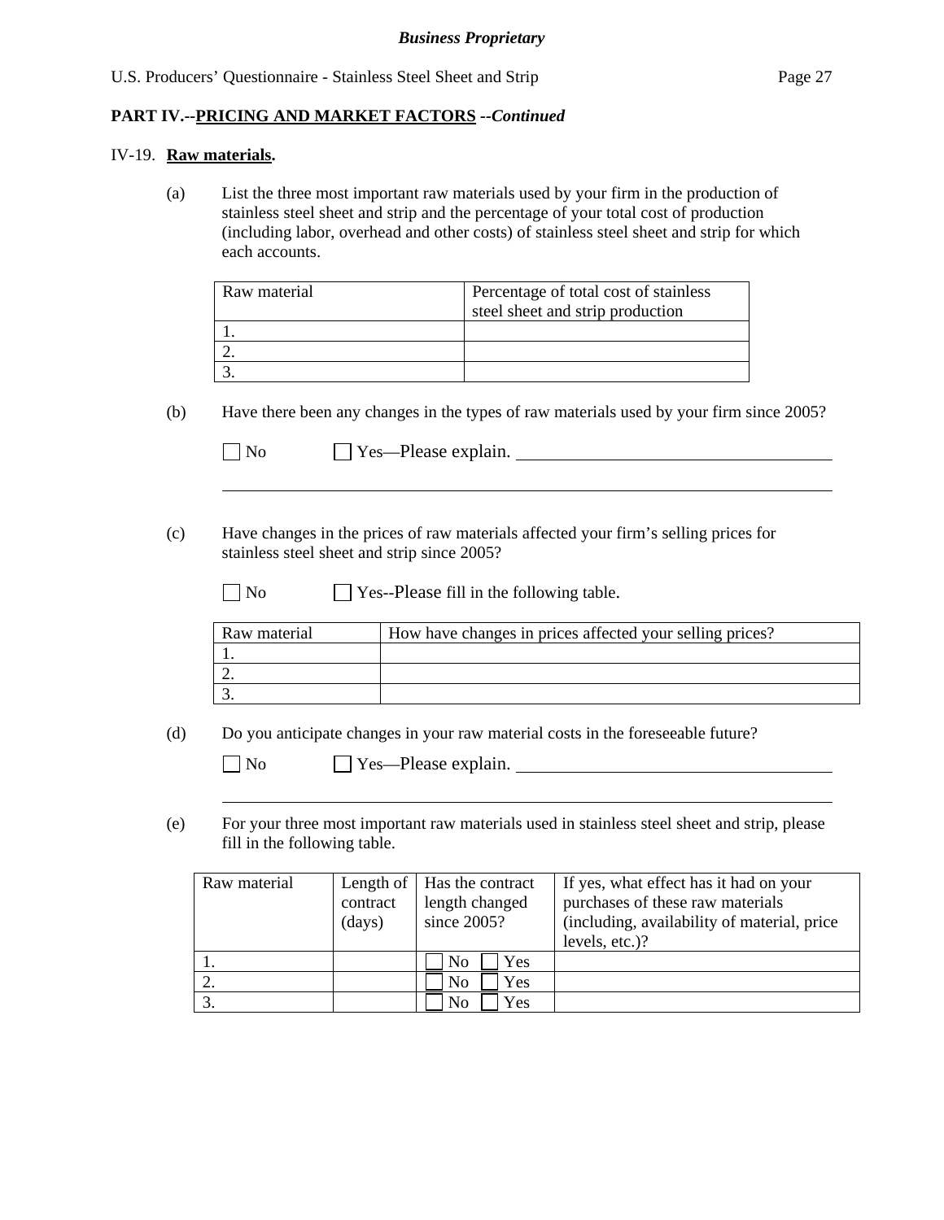**Business Proprietary**

**PART IV.--PRICING AND MARKET FACTORS --*Continued***

IV-19. **Raw materials.**

(a) List the three most important raw materials used by your firm in the production of stainless steel sheet and strip and the percentage of your total cost of production (including labor, overhead and other costs) of stainless steel sheet and strip for which each accounts.

| Raw material | Percentage of total cost of stainless steel sheet and strip production |
|---|---|
| 1. | |
| 2. | |
| 3. | |

(b) Have there been any changes in the types of raw materials used by your firm since 2005?

☐ No ☐ Yes—Please explain. ______________________________

______________________________________________________________

(c) Have changes in the prices of raw materials affected your firm's selling prices for stainless steel sheet and strip since 2005?

☐ No ☐ Yes--Please fill in the following table.

| Raw material | How have changes in prices affected your selling prices? |
|---|---|
| 1. | |
| 2. | |
| 3. | |

(d) Do you anticipate changes in your raw material costs in the foreseeable future?

☐ No ☐ Yes—Please explain. ______________________________

______________________________________________________________

(e) For your three most important raw materials used in stainless steel sheet and strip, please fill in the following table.

| Raw material | Length of contract (days) | Has the contract length changed since 2005? | If yes, what effect has it had on your purchases of these raw materials (including, availability of material, price levels, etc.)? |
|---|---|---|---|
| 1. | | ☐ No ☐ Yes | |
| 2. | | ☐ No ☐ Yes | |
| 3. | | ☐ No ☐ Yes | |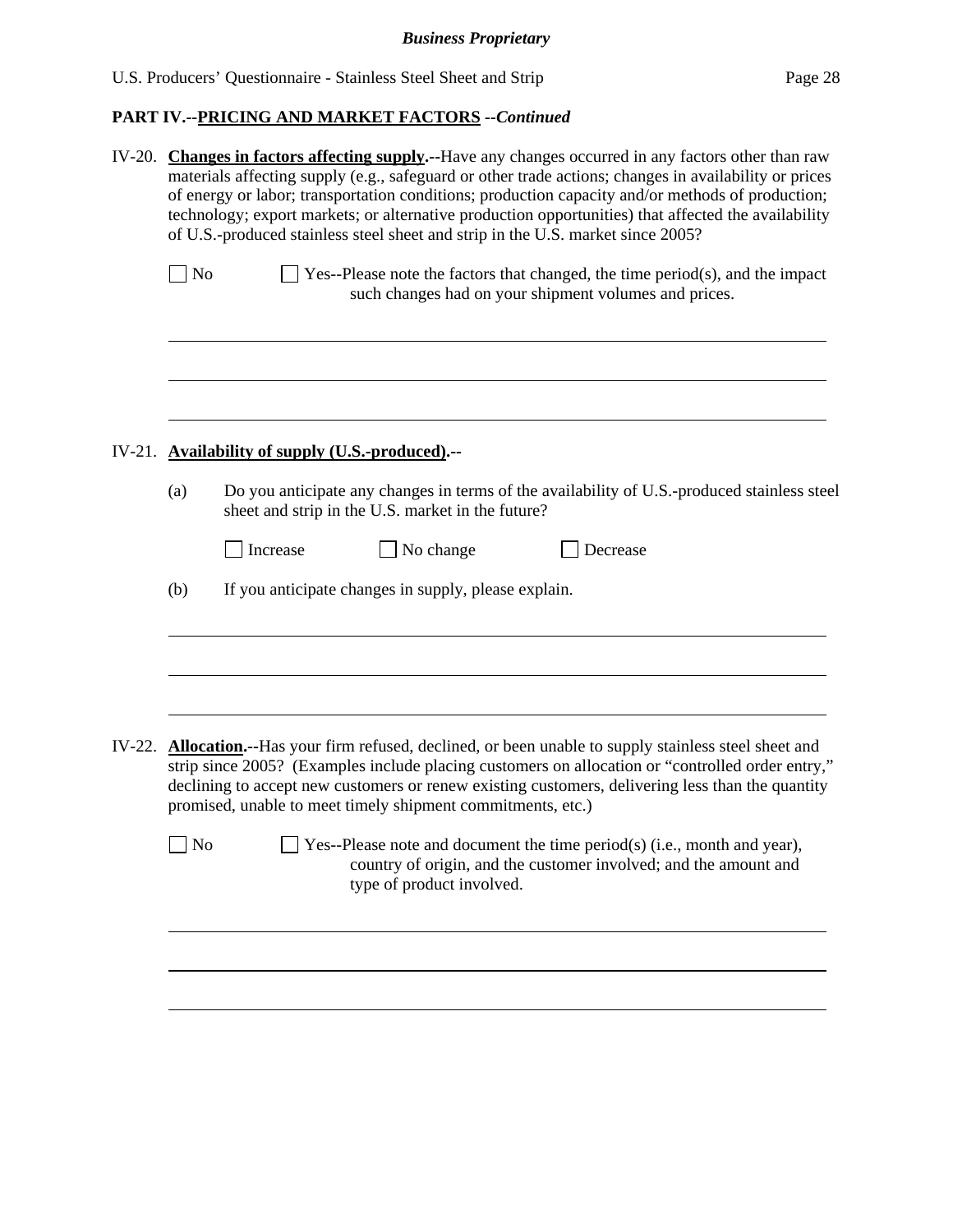**PART IV.--PRICING AND MARKET FACTORS** ***--Continued***

IV-20. **Changes in factors affecting supply.--**Have any changes occurred in any factors other than raw materials affecting supply (e.g., safeguard or other trade actions; changes in availability or prices of energy or labor; transportation conditions; production capacity and/or methods of production; technology; export markets; or alternative production opportunities) that affected the availability of U.S.-produced stainless steel sheet and strip in the U.S. market since 2005?

☐ No ☐ Yes--Please note the factors that changed, the time period(s), and the impact such changes had on your shipment volumes and prices.

IV-21. **Availability of supply (U.S.-produced).--**

(a) Do you anticipate any changes in terms of the availability of U.S.-produced stainless steel sheet and strip in the U.S. market in the future?

☐ Increase ☐ No change ☐ Decrease

(b) If you anticipate changes in supply, please explain.

IV-22. **Allocation.--**Has your firm refused, declined, or been unable to supply stainless steel sheet and strip since 2005? (Examples include placing customers on allocation or "controlled order entry," declining to accept new customers or renew existing customers, delivering less than the quantity promised, unable to meet timely shipment commitments, etc.)

☐ No ☐ Yes--Please note and document the time period(s) (i.e., month and year), country of origin, and the customer involved; and the amount and type of product involved.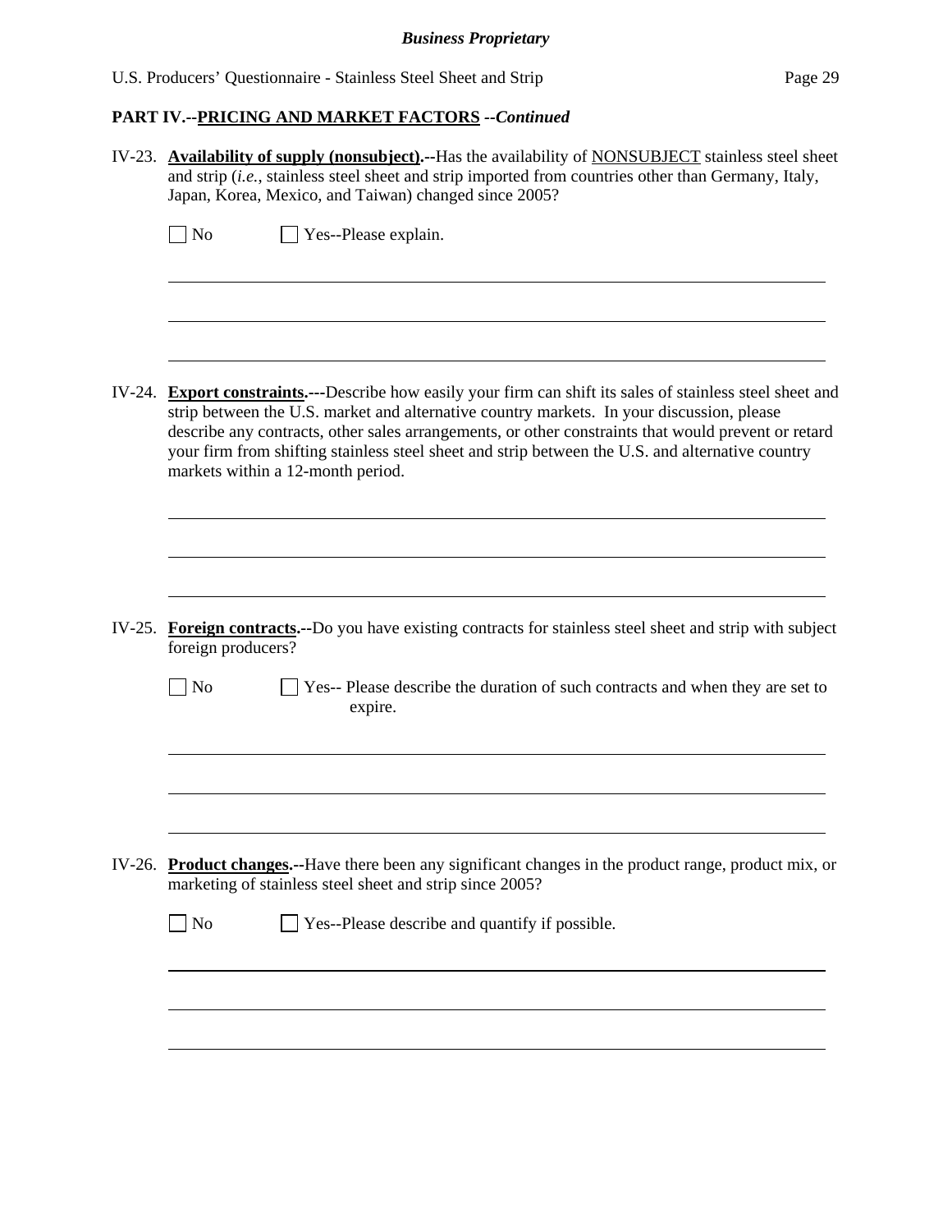## PART IV.--PRICING AND MARKET FACTORS --*Continued*

IV-23. **Availability of supply (nonsubject).**--Has the availability of NONSUBJECT stainless steel sheet and strip (*i.e.*, stainless steel sheet and strip imported from countries other than Germany, Italy, Japan, Korea, Mexico, and Taiwan) changed since 2005?

☐ No ☐ Yes--Please explain.

IV-24. **Export constraints.**---Describe how easily your firm can shift its sales of stainless steel sheet and strip between the U.S. market and alternative country markets. In your discussion, please describe any contracts, other sales arrangements, or other constraints that would prevent or retard your firm from shifting stainless steel sheet and strip between the U.S. and alternative country markets within a 12-month period.

IV-25. **Foreign contracts.**--Do you have existing contracts for stainless steel sheet and strip with subject foreign producers?

☐ No ☐ Yes-- Please describe the duration of such contracts and when they are set to expire.

IV-26. **Product changes.**--Have there been any significant changes in the product range, product mix, or marketing of stainless steel sheet and strip since 2005?

☐ No ☐ Yes--Please describe and quantify if possible.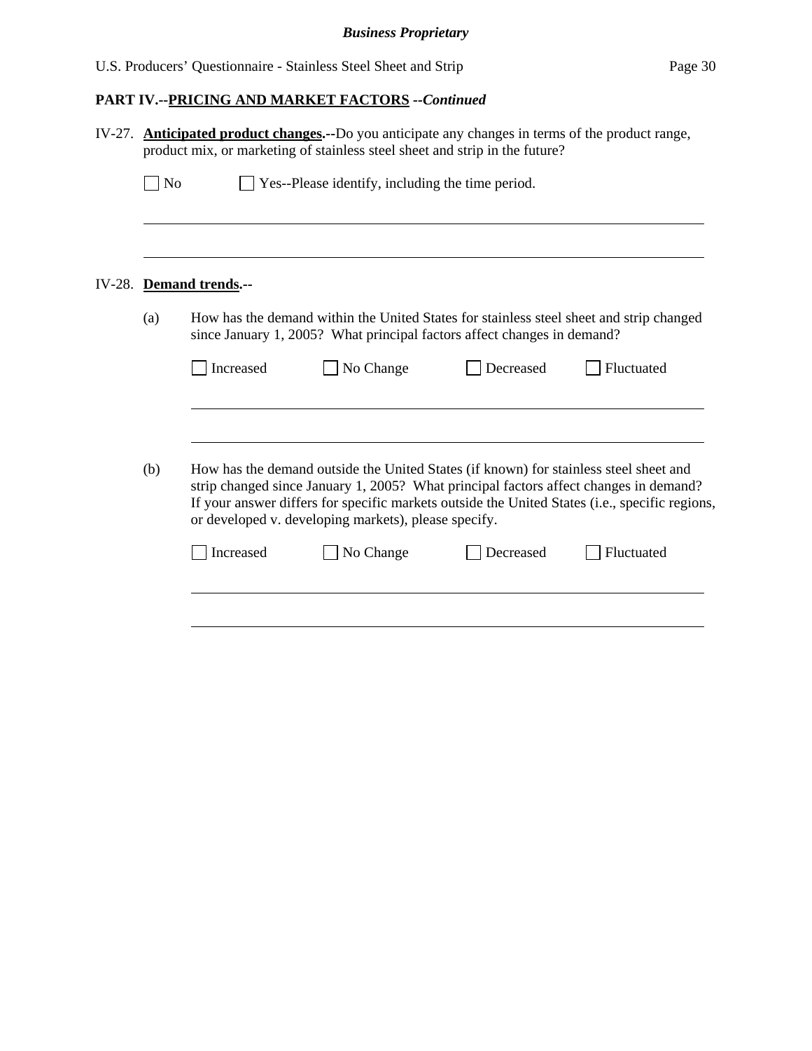**PART IV.--PRICING AND MARKET FACTORS** *--Continued*

IV-27. **Anticipated product changes.--**Do you anticipate any changes in terms of the product range, product mix, or marketing of stainless steel sheet and strip in the future?

☐ No ☐ Yes--Please identify, including the time period.

______________________________________________________________________________

______________________________________________________________________________

IV-28. **Demand trends.--**

(a) How has the demand within the United States for stainless steel sheet and strip changed since January 1, 2005? What principal factors affect changes in demand?

☐ Increased ☐ No Change ☐ Decreased ☐ Fluctuated

______________________________________________________________________________

______________________________________________________________________________

(b) How has the demand outside the United States (if known) for stainless steel sheet and strip changed since January 1, 2005? What principal factors affect changes in demand? If your answer differs for specific markets outside the United States (i.e., specific regions, or developed v. developing markets), please specify.

☐ Increased ☐ No Change ☐ Decreased ☐ Fluctuated

______________________________________________________________________________

______________________________________________________________________________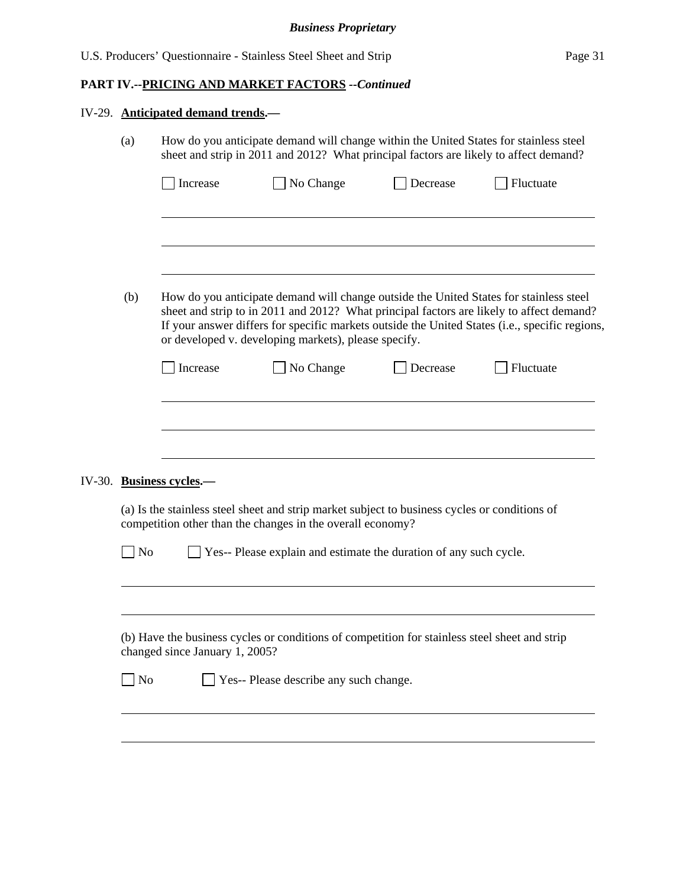## PART IV.--PRICING AND MARKET FACTORS --*Continued*

IV-29. **Anticipated demand trends.—**

(a) How do you anticipate demand will change within the United States for stainless steel sheet and strip in 2011 and 2012? What principal factors are likely to affect demand?

☐ Increase ☐ No Change ☐ Decrease ☐ Fluctuate

______________________________________________________________________

______________________________________________________________________

______________________________________________________________________

(b) How do you anticipate demand will change outside the United States for stainless steel sheet and strip to in 2011 and 2012? What principal factors are likely to affect demand? If your answer differs for specific markets outside the United States (i.e., specific regions, or developed v. developing markets), please specify.

☐ Increase ☐ No Change ☐ Decrease ☐ Fluctuate

______________________________________________________________________

______________________________________________________________________

______________________________________________________________________

IV-30. **Business cycles.—**

(a) Is the stainless steel sheet and strip market subject to business cycles or conditions of competition other than the changes in the overall economy?

☐ No ☐ Yes-- Please explain and estimate the duration of any such cycle.

______________________________________________________________________

______________________________________________________________________

(b) Have the business cycles or conditions of competition for stainless steel sheet and strip changed since January 1, 2005?

☐ No ☐ Yes-- Please describe any such change.

______________________________________________________________________

______________________________________________________________________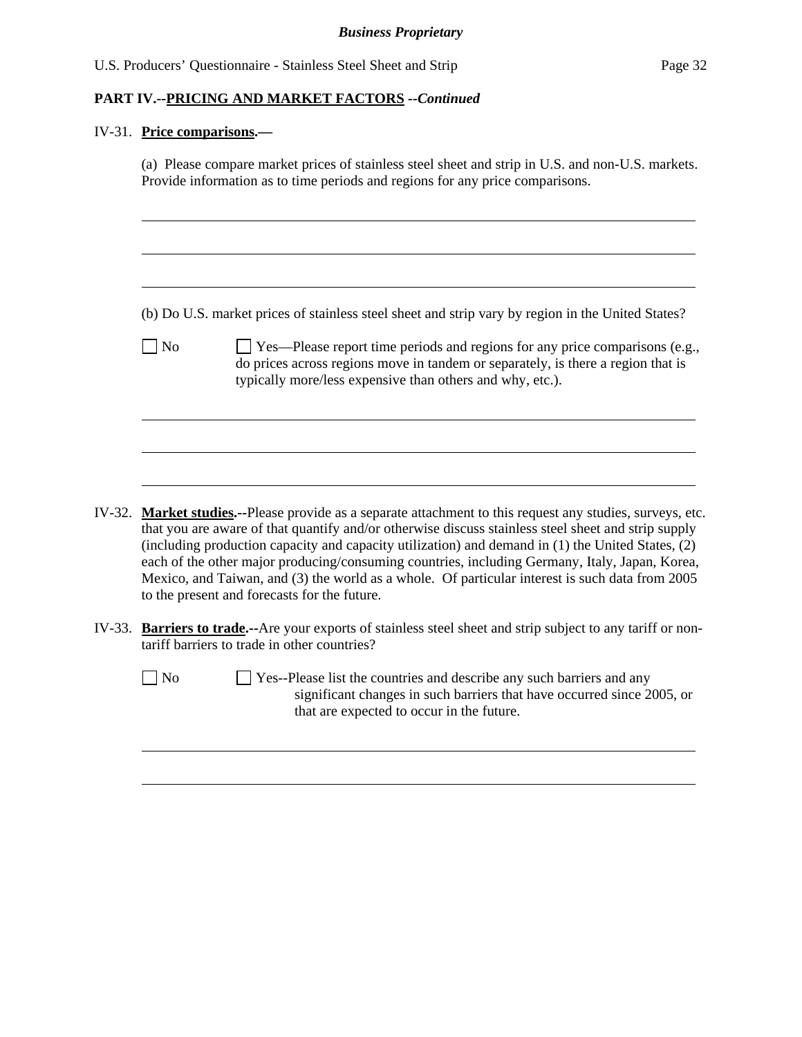## PART IV.--PRICING AND MARKET FACTORS --*Continued*

IV-31. **Price comparisons.—**

(a) Please compare market prices of stainless steel sheet and strip in U.S. and non-U.S. markets. Provide information as to time periods and regions for any price comparisons.

(b) Do U.S. market prices of stainless steel sheet and strip vary by region in the United States?

☐ No ☐ Yes—Please report time periods and regions for any price comparisons (e.g., do prices across regions move in tandem or separately, is there a region that is typically more/less expensive than others and why, etc.).

IV-32. **Market studies.**--Please provide as a separate attachment to this request any studies, surveys, etc. that you are aware of that quantify and/or otherwise discuss stainless steel sheet and strip supply (including production capacity and capacity utilization) and demand in (1) the United States, (2) each of the other major producing/consuming countries, including Germany, Italy, Japan, Korea, Mexico, and Taiwan, and (3) the world as a whole. Of particular interest is such data from 2005 to the present and forecasts for the future.

IV-33. **Barriers to trade.**--Are your exports of stainless steel sheet and strip subject to any tariff or non-tariff barriers to trade in other countries?

☐ No ☐ Yes--Please list the countries and describe any such barriers and any significant changes in such barriers that have occurred since 2005, or that are expected to occur in the future.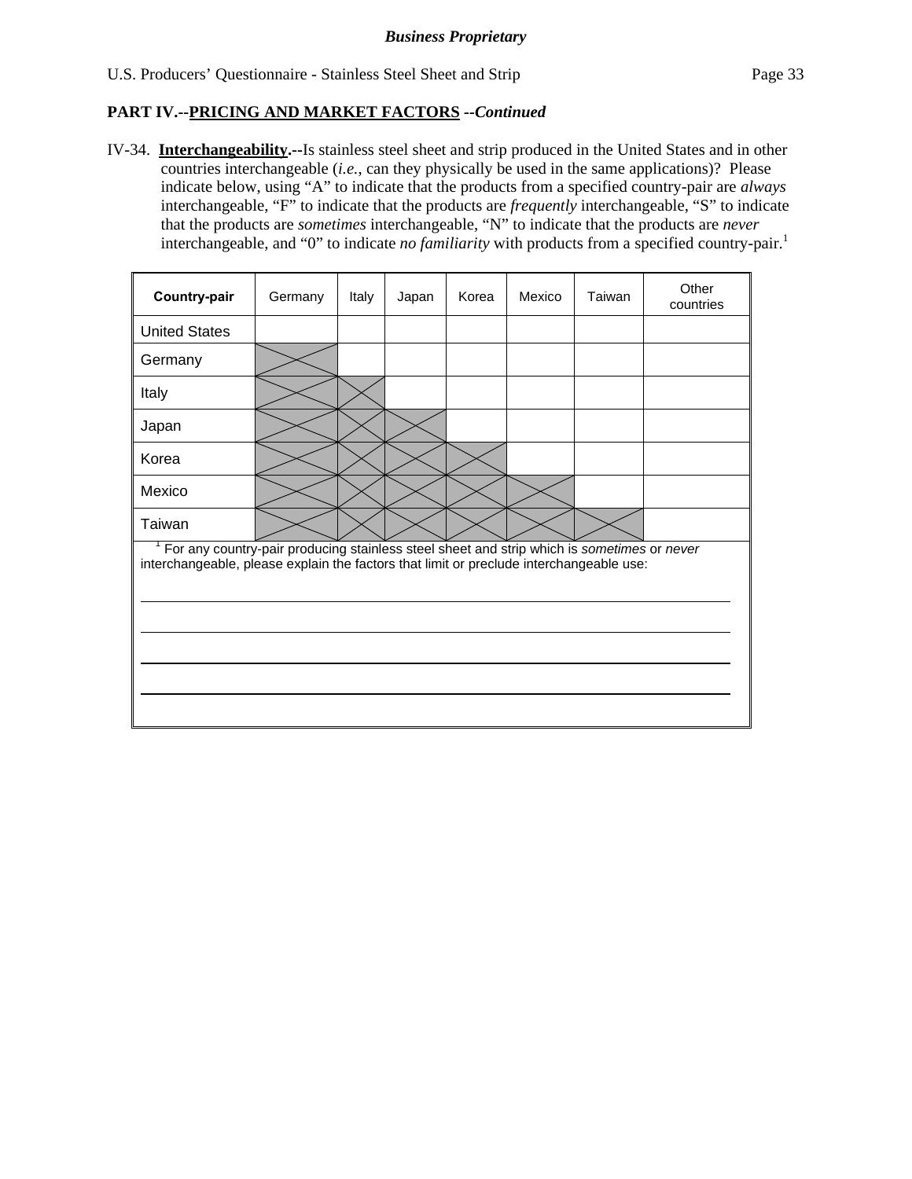**Business Proprietary**

U.S. Producers' Questionnaire - Stainless Steel Sheet and Strip

**PART IV.--PRICING AND MARKET FACTORS** ***--Continued***

IV-34. **Interchangeability.--**Is stainless steel sheet and strip produced in the United States and in other countries interchangeable (*i.e.*, can they physically be used in the same applications)? Please indicate below, using "A" to indicate that the products from a specified country-pair are *always* interchangeable, "F" to indicate that the products are *frequently* interchangeable, "S" to indicate that the products are *sometimes* interchangeable, "N" to indicate that the products are *never* interchangeable, and "0" to indicate *no familiarity* with products from a specified country-pair.[1]

| **Country-pair** | Germany | Italy | Japan | Korea | Mexico | Taiwan | Other countries |
|---|---|---|---|---|---|---|---|
| United States | | | | | | | |
| Germany | X | | | | | | |
| Italy | X | X | | | | | |
| Japan | X | X | X | | | | |
| Korea | X | X | X | X | | | |
| Mexico | X | X | X | X | X | | |
| Taiwan | X | X | X | X | X | X | |

[1] For any country-pair producing stainless steel sheet and strip which is *sometimes* or *never* interchangeable, please explain the factors that limit or preclude interchangeable use:

\_\_\_\_\_\_\_\_\_\_\_\_\_\_\_\_\_\_\_\_\_\_\_\_\_\_\_\_\_\_\_\_\_\_\_\_\_\_\_\_\_\_\_\_\_\_\_\_\_\_\_\_\_\_\_\_\_\_\_\_\_\_\_\_\_\_\_\_\_\_\_\_

\_\_\_\_\_\_\_\_\_\_\_\_\_\_\_\_\_\_\_\_\_\_\_\_\_\_\_\_\_\_\_\_\_\_\_\_\_\_\_\_\_\_\_\_\_\_\_\_\_\_\_\_\_\_\_\_\_\_\_\_\_\_\_\_\_\_\_\_\_\_\_\_

\_\_\_\_\_\_\_\_\_\_\_\_\_\_\_\_\_\_\_\_\_\_\_\_\_\_\_\_\_\_\_\_\_\_\_\_\_\_\_\_\_\_\_\_\_\_\_\_\_\_\_\_\_\_\_\_\_\_\_\_\_\_\_\_\_\_\_\_\_\_\_\_

\_\_\_\_\_\_\_\_\_\_\_\_\_\_\_\_\_\_\_\_\_\_\_\_\_\_\_\_\_\_\_\_\_\_\_\_\_\_\_\_\_\_\_\_\_\_\_\_\_\_\_\_\_\_\_\_\_\_\_\_\_\_\_\_\_\_\_\_\_\_\_\_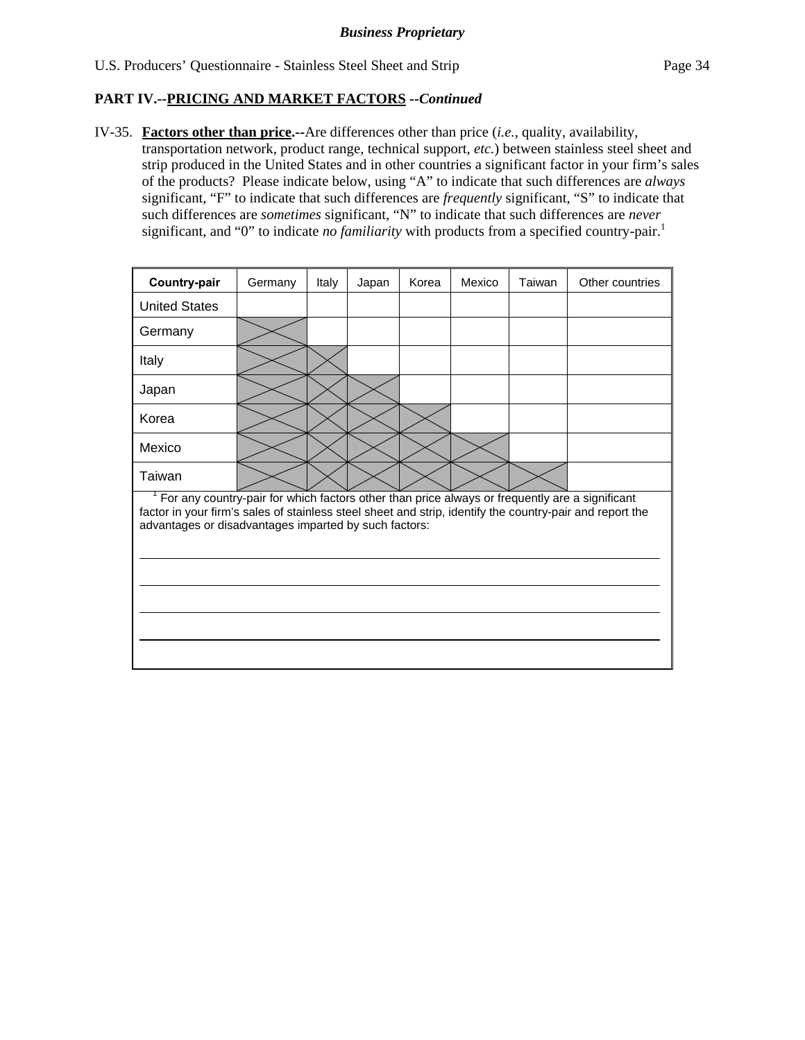**Business Proprietary**

U.S. Producers' Questionnaire - Stainless Steel Sheet and Strip

## PART IV.--PRICING AND MARKET FACTORS --*Continued*

IV-35. **Factors other than price.--**Are differences other than price (*i.e.*, quality, availability, transportation network, product range, technical support, *etc.*) between stainless steel sheet and strip produced in the United States and in other countries a significant factor in your firm's sales of the products? Please indicate below, using "A" to indicate that such differences are *always* significant, "F" to indicate that such differences are *frequently* significant, "S" to indicate that such differences are *sometimes* significant, "N" to indicate that such differences are *never* significant, and "0" to indicate *no familiarity* with products from a specified country-pair.[1]

| **Country-pair** | Germany | Italy | Japan | Korea | Mexico | Taiwan | Other countries |
|---|---|---|---|---|---|---|---|
| United States | | | | | | | |
| Germany | X | | | | | | |
| Italy | X | X | | | | | |
| Japan | X | X | X | | | | |
| Korea | X | X | X | X | | | |
| Mexico | X | X | X | X | X | | |
| Taiwan | X | X | X | X | X | X | |

[1] For any country-pair for which factors other than price always or frequently are a significant factor in your firm's sales of stainless steel sheet and strip, identify the country-pair and report the advantages or disadvantages imparted by such factors:

______________________________________________________________________

______________________________________________________________________

______________________________________________________________________

______________________________________________________________________